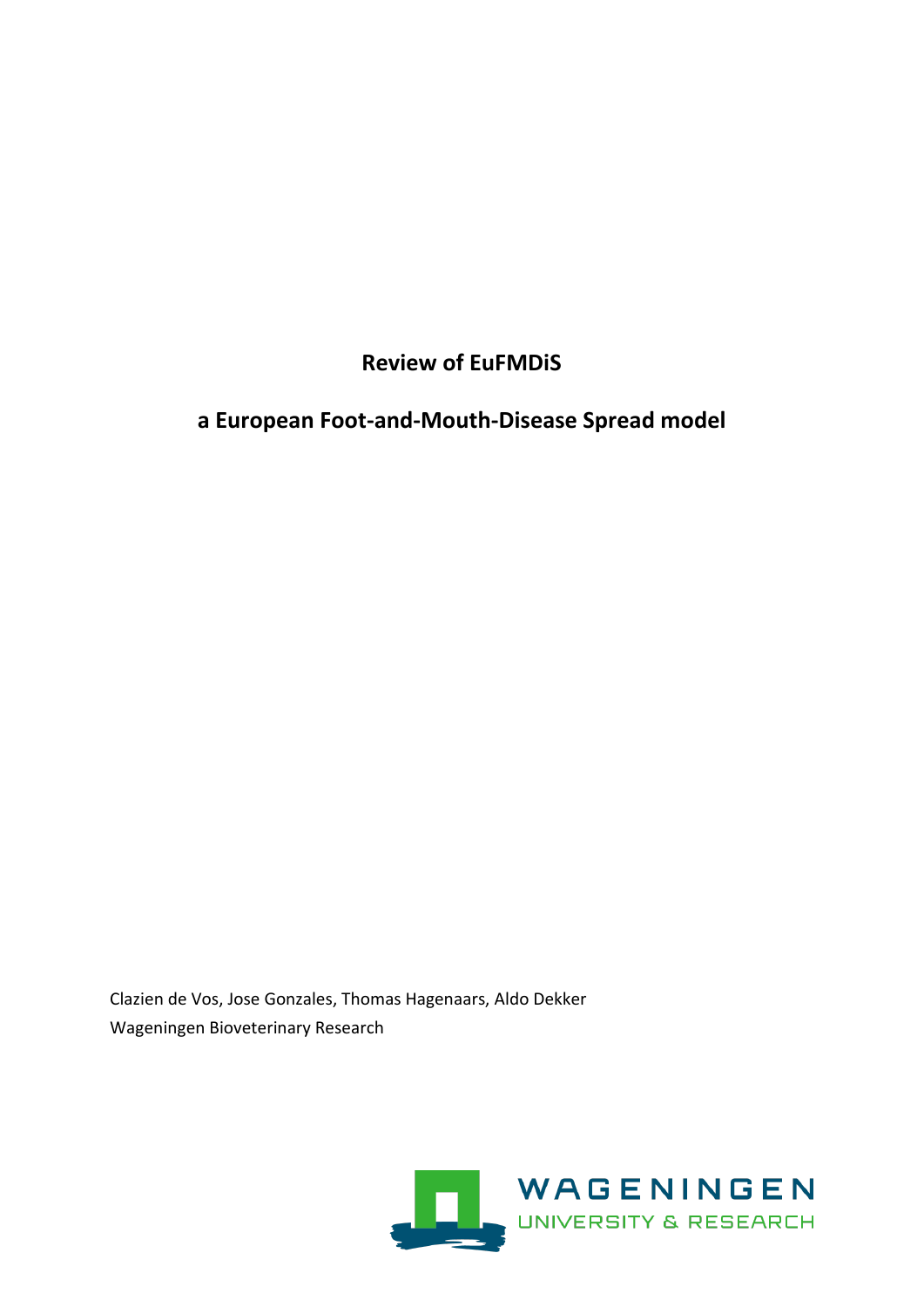# Review of EuFMDiS

## a European Foot-and-Mouth-Disease Spread model

Clazien de Vos, Jose Gonzales, Thomas Hagenaars, Aldo Dekker

Wageningen Bioveterinary Research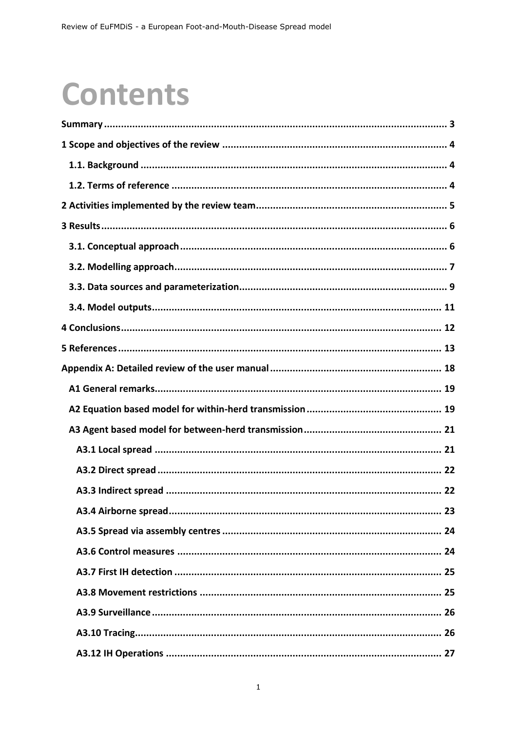# Contents

- Summary ..... 3
- 1 Scope and objectives of the review ..... 4
  - 1.1. Background ..... 4
  - 1.2. Terms of reference ..... 4
- 2 Activities implemented by the review team ..... 5
- 3 Results ..... 6
  - 3.1. Conceptual approach ..... 6
  - 3.2. Modelling approach ..... 7
  - 3.3. Data sources and parameterization ..... 9
  - 3.4. Model outputs ..... 11
- 4 Conclusions ..... 12
- 5 References ..... 13
- Appendix A: Detailed review of the user manual ..... 18
  - A1 General remarks ..... 19
  - A2 Equation based model for within-herd transmission ..... 19
  - A3 Agent based model for between-herd transmission ..... 21
    - A3.1 Local spread ..... 21
    - A3.2 Direct spread ..... 22
    - A3.3 Indirect spread ..... 22
    - A3.4 Airborne spread ..... 23
    - A3.5 Spread via assembly centres ..... 24
    - A3.6 Control measures ..... 24
    - A3.7 First IH detection ..... 25
    - A3.8 Movement restrictions ..... 25
    - A3.9 Surveillance ..... 26
    - A3.10 Tracing ..... 26
    - A3.12 IH Operations ..... 27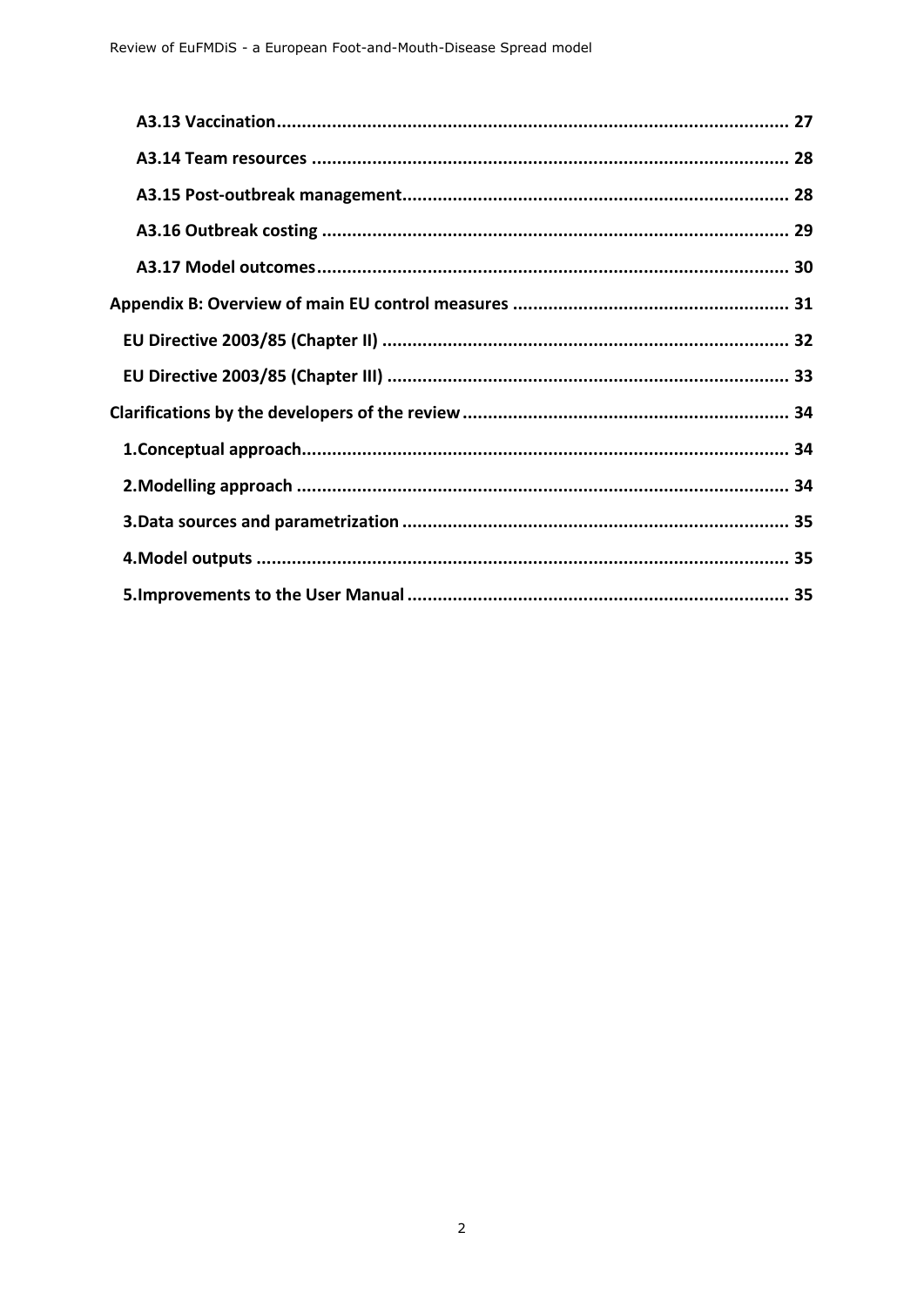A3.13 Vaccination ........................................................................................................ 27

A3.14 Team resources ................................................................................................ 28

A3.15 Post-outbreak management ............................................................................ 28

A3.16 Outbreak costing .............................................................................................. 29

A3.17 Model outcomes ............................................................................................... 30

Appendix B: Overview of main EU control measures ....................................................... 31

EU Directive 2003/85 (Chapter II) ................................................................................. 32

EU Directive 2003/85 (Chapter III) ................................................................................ 33

Clarifications by the developers of the review ................................................................. 34

1.Conceptual approach ................................................................................................ 34

2.Modelling approach .................................................................................................. 34

3.Data sources and parametrization ............................................................................ 35

4.Model outputs .......................................................................................................... 35

5.Improvements to the User Manual ............................................................................ 35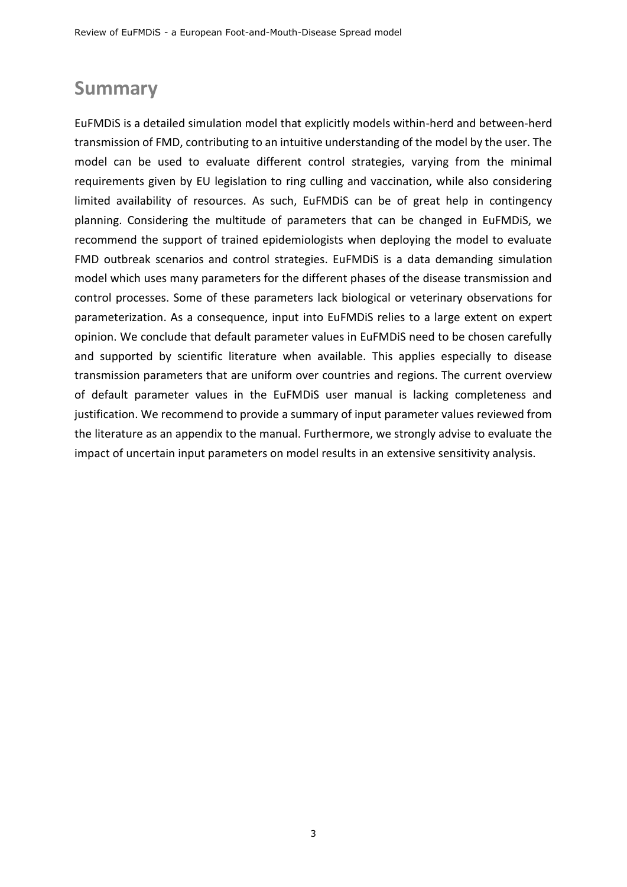# Summary

EuFMDiS is a detailed simulation model that explicitly models within-herd and between-herd transmission of FMD, contributing to an intuitive understanding of the model by the user. The model can be used to evaluate different control strategies, varying from the minimal requirements given by EU legislation to ring culling and vaccination, while also considering limited availability of resources. As such, EuFMDiS can be of great help in contingency planning. Considering the multitude of parameters that can be changed in EuFMDiS, we recommend the support of trained epidemiologists when deploying the model to evaluate FMD outbreak scenarios and control strategies. EuFMDiS is a data demanding simulation model which uses many parameters for the different phases of the disease transmission and control processes. Some of these parameters lack biological or veterinary observations for parameterization. As a consequence, input into EuFMDiS relies to a large extent on expert opinion. We conclude that default parameter values in EuFMDiS need to be chosen carefully and supported by scientific literature when available. This applies especially to disease transmission parameters that are uniform over countries and regions. The current overview of default parameter values in the EuFMDiS user manual is lacking completeness and justification. We recommend to provide a summary of input parameter values reviewed from the literature as an appendix to the manual. Furthermore, we strongly advise to evaluate the impact of uncertain input parameters on model results in an extensive sensitivity analysis.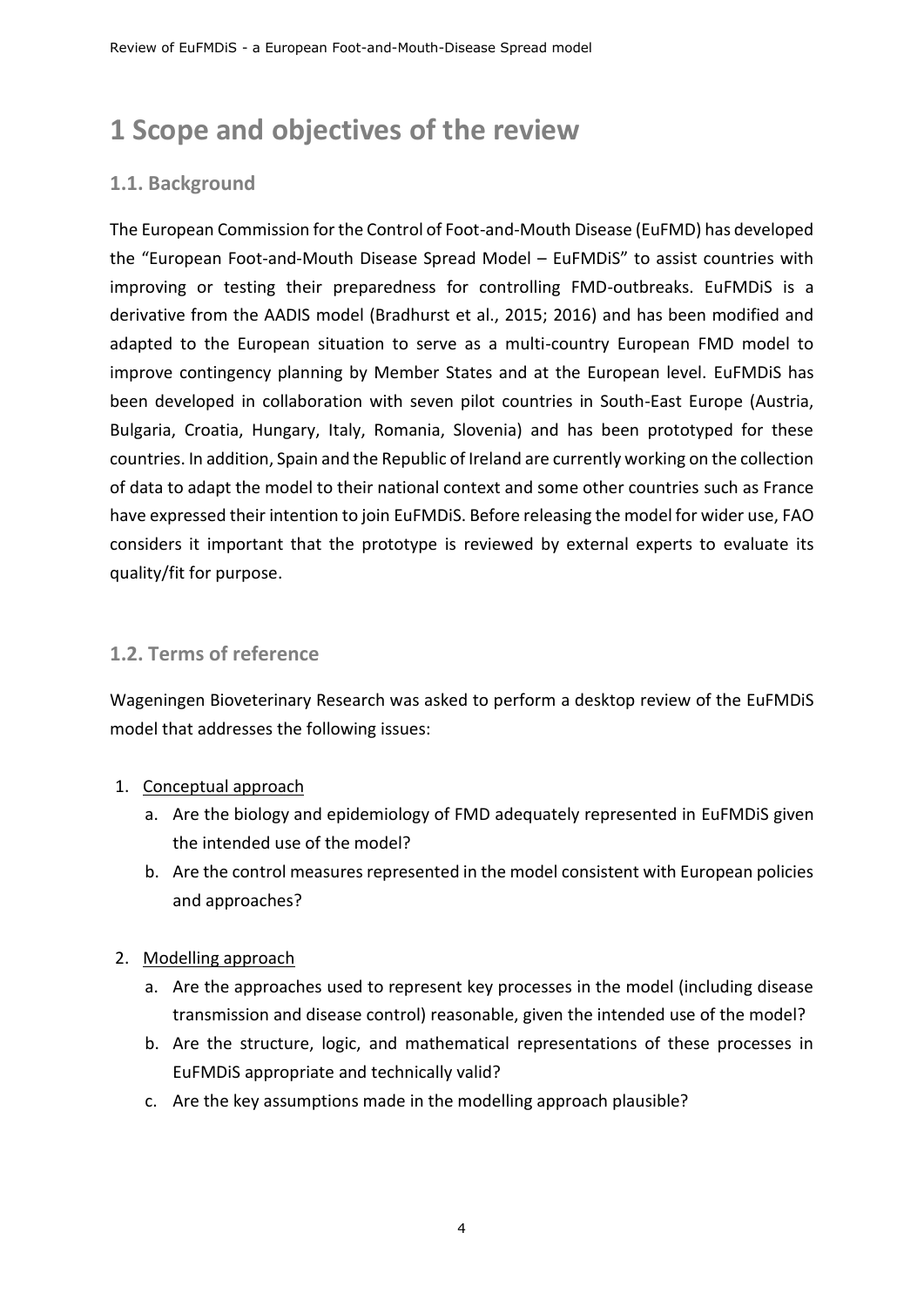# 1 Scope and objectives of the review

## 1.1. Background

The European Commission for the Control of Foot-and-Mouth Disease (EuFMD) has developed the "European Foot-and-Mouth Disease Spread Model – EuFMDiS" to assist countries with improving or testing their preparedness for controlling FMD-outbreaks. EuFMDiS is a derivative from the AADIS model (Bradhurst et al., 2015; 2016) and has been modified and adapted to the European situation to serve as a multi-country European FMD model to improve contingency planning by Member States and at the European level. EuFMDiS has been developed in collaboration with seven pilot countries in South-East Europe (Austria, Bulgaria, Croatia, Hungary, Italy, Romania, Slovenia) and has been prototyped for these countries. In addition, Spain and the Republic of Ireland are currently working on the collection of data to adapt the model to their national context and some other countries such as France have expressed their intention to join EuFMDiS. Before releasing the model for wider use, FAO considers it important that the prototype is reviewed by external experts to evaluate its quality/fit for purpose.

## 1.2. Terms of reference

Wageningen Bioveterinary Research was asked to perform a desktop review of the EuFMDiS model that addresses the following issues:

1. Conceptual approach
   a. Are the biology and epidemiology of FMD adequately represented in EuFMDiS given the intended use of the model?
   b. Are the control measures represented in the model consistent with European policies and approaches?

2. Modelling approach
   a. Are the approaches used to represent key processes in the model (including disease transmission and disease control) reasonable, given the intended use of the model?
   b. Are the structure, logic, and mathematical representations of these processes in EuFMDiS appropriate and technically valid?
   c. Are the key assumptions made in the modelling approach plausible?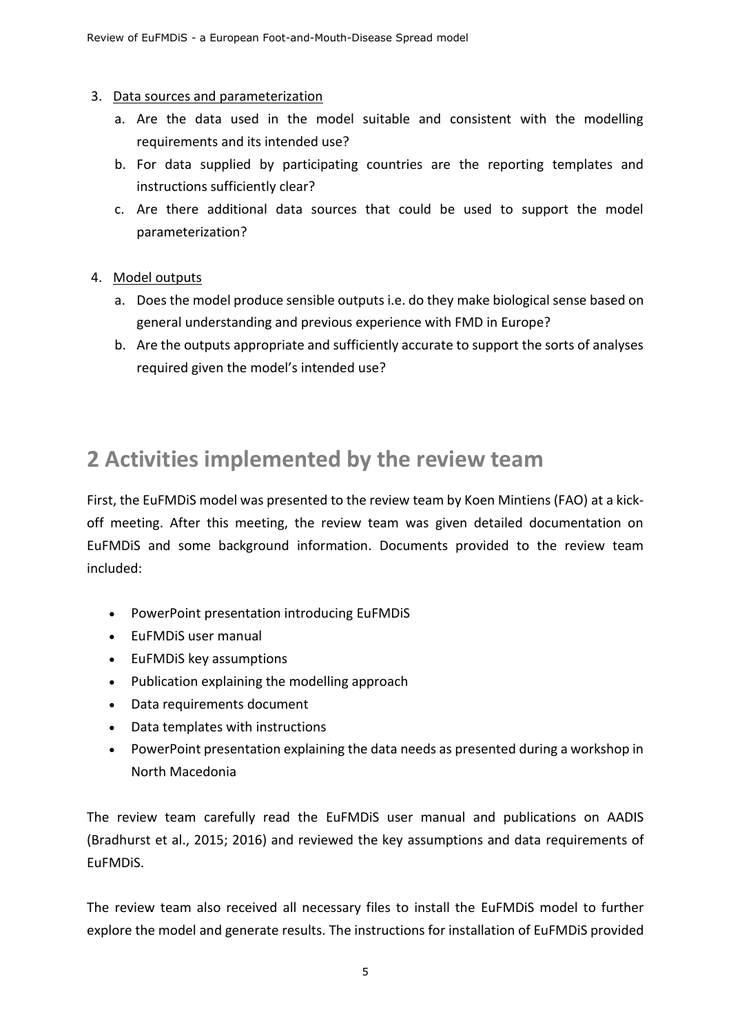3. Data sources and parameterization
   a. Are the data used in the model suitable and consistent with the modelling requirements and its intended use?
   b. For data supplied by participating countries are the reporting templates and instructions sufficiently clear?
   c. Are there additional data sources that could be used to support the model parameterization?

4. Model outputs
   a. Does the model produce sensible outputs i.e. do they make biological sense based on general understanding and previous experience with FMD in Europe?
   b. Are the outputs appropriate and sufficiently accurate to support the sorts of analyses required given the model's intended use?

# 2 Activities implemented by the review team

First, the EuFMDiS model was presented to the review team by Koen Mintiens (FAO) at a kick-off meeting. After this meeting, the review team was given detailed documentation on EuFMDiS and some background information. Documents provided to the review team included:

- PowerPoint presentation introducing EuFMDiS
- EuFMDiS user manual
- EuFMDiS key assumptions
- Publication explaining the modelling approach
- Data requirements document
- Data templates with instructions
- PowerPoint presentation explaining the data needs as presented during a workshop in North Macedonia

The review team carefully read the EuFMDiS user manual and publications on AADIS (Bradhurst et al., 2015; 2016) and reviewed the key assumptions and data requirements of EuFMDiS.

The review team also received all necessary files to install the EuFMDiS model to further explore the model and generate results. The instructions for installation of EuFMDiS provided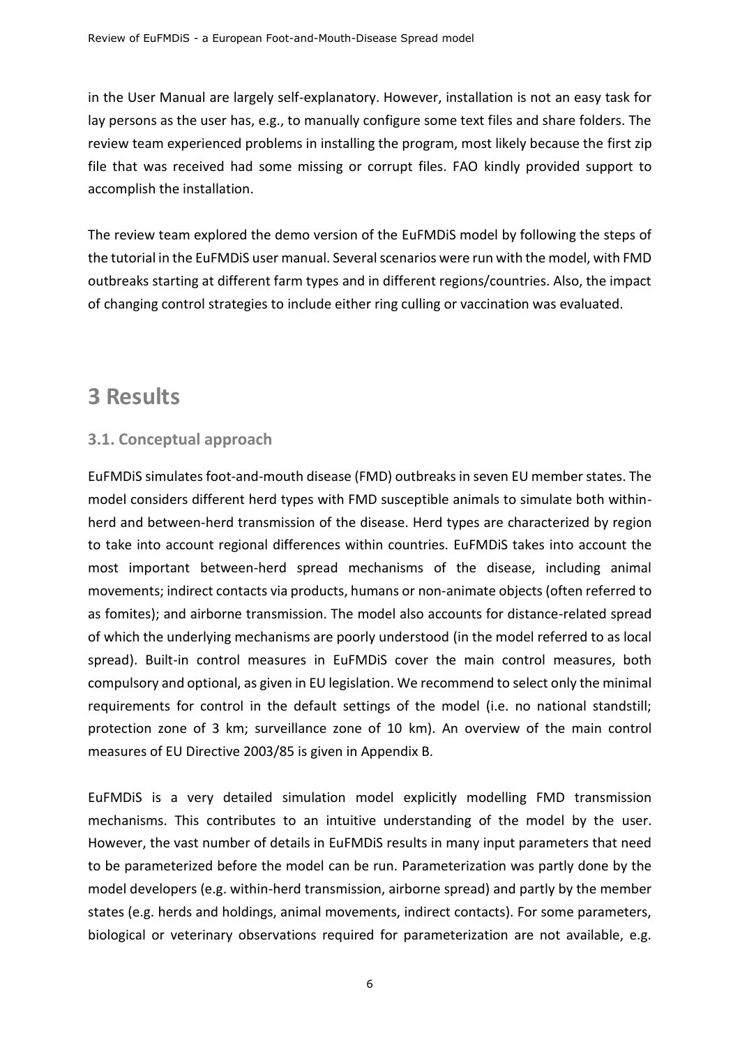in the User Manual are largely self-explanatory. However, installation is not an easy task for lay persons as the user has, e.g., to manually configure some text files and share folders. The review team experienced problems in installing the program, most likely because the first zip file that was received had some missing or corrupt files. FAO kindly provided support to accomplish the installation.

The review team explored the demo version of the EuFMDiS model by following the steps of the tutorial in the EuFMDiS user manual. Several scenarios were run with the model, with FMD outbreaks starting at different farm types and in different regions/countries. Also, the impact of changing control strategies to include either ring culling or vaccination was evaluated.

# 3 Results

## 3.1. Conceptual approach

EuFMDiS simulates foot-and-mouth disease (FMD) outbreaks in seven EU member states. The model considers different herd types with FMD susceptible animals to simulate both within-herd and between-herd transmission of the disease. Herd types are characterized by region to take into account regional differences within countries. EuFMDiS takes into account the most important between-herd spread mechanisms of the disease, including animal movements; indirect contacts via products, humans or non-animate objects (often referred to as fomites); and airborne transmission. The model also accounts for distance-related spread of which the underlying mechanisms are poorly understood (in the model referred to as local spread). Built-in control measures in EuFMDiS cover the main control measures, both compulsory and optional, as given in EU legislation. We recommend to select only the minimal requirements for control in the default settings of the model (i.e. no national standstill; protection zone of 3 km; surveillance zone of 10 km). An overview of the main control measures of EU Directive 2003/85 is given in Appendix B.

EuFMDiS is a very detailed simulation model explicitly modelling FMD transmission mechanisms. This contributes to an intuitive understanding of the model by the user. However, the vast number of details in EuFMDiS results in many input parameters that need to be parameterized before the model can be run. Parameterization was partly done by the model developers (e.g. within-herd transmission, airborne spread) and partly by the member states (e.g. herds and holdings, animal movements, indirect contacts). For some parameters, biological or veterinary observations required for parameterization are not available, e.g.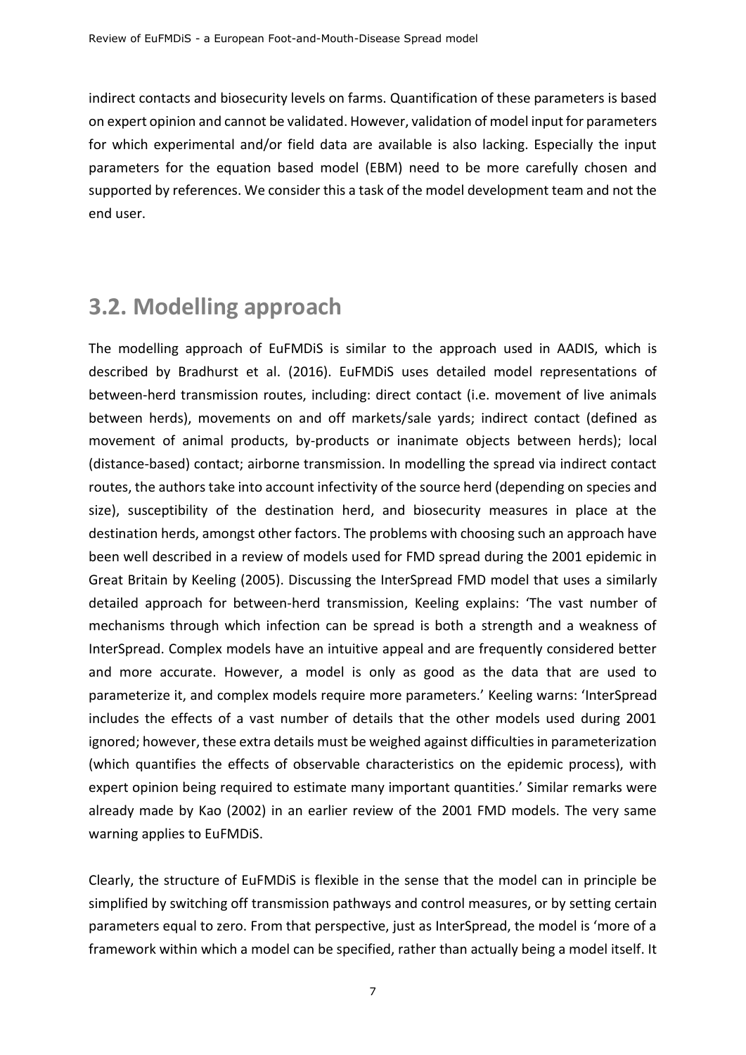indirect contacts and biosecurity levels on farms. Quantification of these parameters is based on expert opinion and cannot be validated. However, validation of model input for parameters for which experimental and/or field data are available is also lacking. Especially the input parameters for the equation based model (EBM) need to be more carefully chosen and supported by references. We consider this a task of the model development team and not the end user.

## 3.2. Modelling approach

The modelling approach of EuFMDiS is similar to the approach used in AADIS, which is described by Bradhurst et al. (2016). EuFMDiS uses detailed model representations of between-herd transmission routes, including: direct contact (i.e. movement of live animals between herds), movements on and off markets/sale yards; indirect contact (defined as movement of animal products, by-products or inanimate objects between herds); local (distance-based) contact; airborne transmission. In modelling the spread via indirect contact routes, the authors take into account infectivity of the source herd (depending on species and size), susceptibility of the destination herd, and biosecurity measures in place at the destination herds, amongst other factors. The problems with choosing such an approach have been well described in a review of models used for FMD spread during the 2001 epidemic in Great Britain by Keeling (2005). Discussing the InterSpread FMD model that uses a similarly detailed approach for between-herd transmission, Keeling explains: 'The vast number of mechanisms through which infection can be spread is both a strength and a weakness of InterSpread. Complex models have an intuitive appeal and are frequently considered better and more accurate. However, a model is only as good as the data that are used to parameterize it, and complex models require more parameters.' Keeling warns: 'InterSpread includes the effects of a vast number of details that the other models used during 2001 ignored; however, these extra details must be weighed against difficulties in parameterization (which quantifies the effects of observable characteristics on the epidemic process), with expert opinion being required to estimate many important quantities.' Similar remarks were already made by Kao (2002) in an earlier review of the 2001 FMD models. The very same warning applies to EuFMDiS.

Clearly, the structure of EuFMDiS is flexible in the sense that the model can in principle be simplified by switching off transmission pathways and control measures, or by setting certain parameters equal to zero. From that perspective, just as InterSpread, the model is 'more of a framework within which a model can be specified, rather than actually being a model itself. It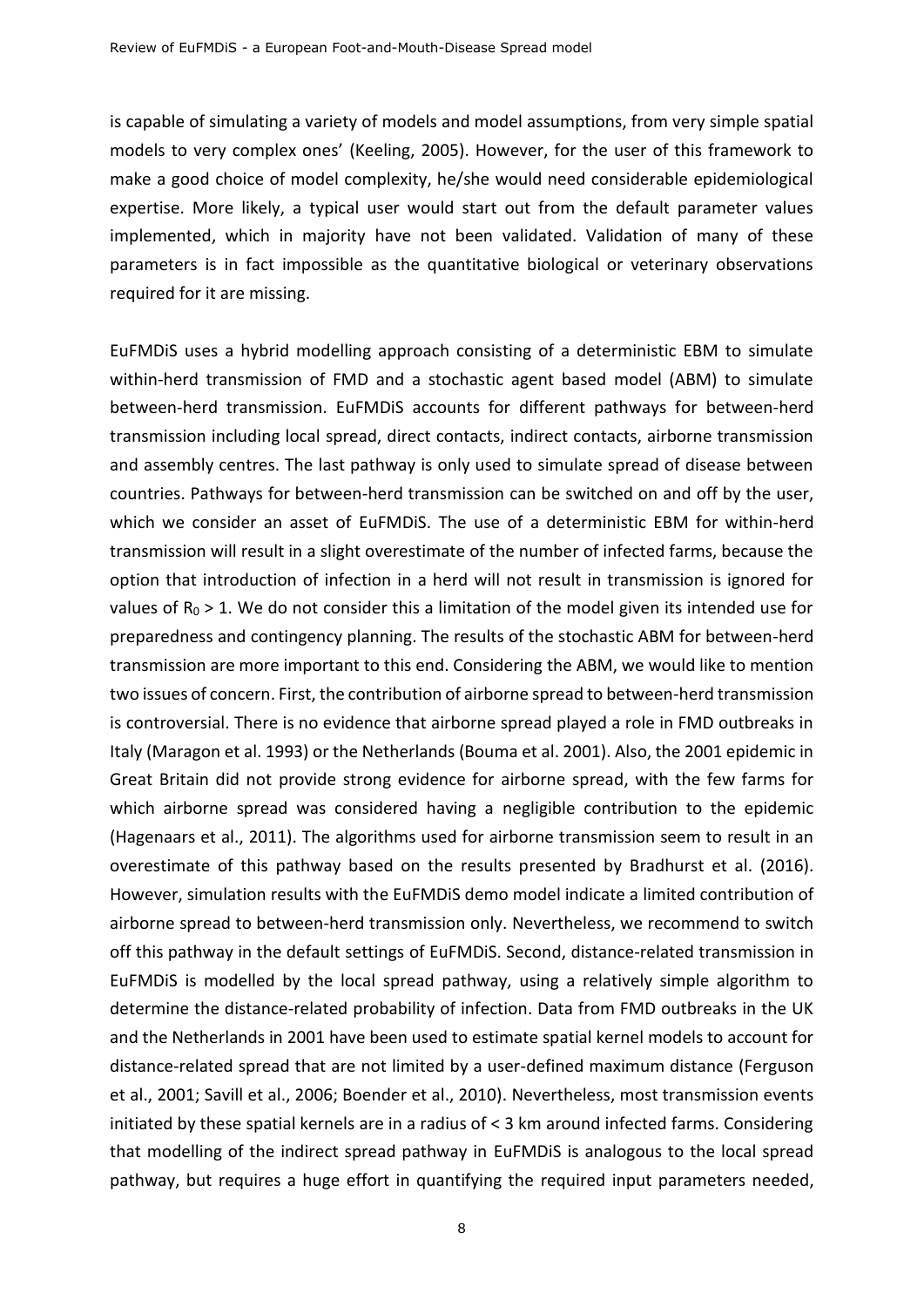is capable of simulating a variety of models and model assumptions, from very simple spatial models to very complex ones' (Keeling, 2005). However, for the user of this framework to make a good choice of model complexity, he/she would need considerable epidemiological expertise. More likely, a typical user would start out from the default parameter values implemented, which in majority have not been validated. Validation of many of these parameters is in fact impossible as the quantitative biological or veterinary observations required for it are missing.

EuFMDiS uses a hybrid modelling approach consisting of a deterministic EBM to simulate within-herd transmission of FMD and a stochastic agent based model (ABM) to simulate between-herd transmission. EuFMDiS accounts for different pathways for between-herd transmission including local spread, direct contacts, indirect contacts, airborne transmission and assembly centres. The last pathway is only used to simulate spread of disease between countries. Pathways for between-herd transmission can be switched on and off by the user, which we consider an asset of EuFMDiS. The use of a deterministic EBM for within-herd transmission will result in a slight overestimate of the number of infected farms, because the option that introduction of infection in a herd will not result in transmission is ignored for values of $R_0 > 1$. We do not consider this a limitation of the model given its intended use for preparedness and contingency planning. The results of the stochastic ABM for between-herd transmission are more important to this end. Considering the ABM, we would like to mention two issues of concern. First, the contribution of airborne spread to between-herd transmission is controversial. There is no evidence that airborne spread played a role in FMD outbreaks in Italy (Maragon et al. 1993) or the Netherlands (Bouma et al. 2001). Also, the 2001 epidemic in Great Britain did not provide strong evidence for airborne spread, with the few farms for which airborne spread was considered having a negligible contribution to the epidemic (Hagenaars et al., 2011). The algorithms used for airborne transmission seem to result in an overestimate of this pathway based on the results presented by Bradhurst et al. (2016). However, simulation results with the EuFMDiS demo model indicate a limited contribution of airborne spread to between-herd transmission only. Nevertheless, we recommend to switch off this pathway in the default settings of EuFMDiS. Second, distance-related transmission in EuFMDiS is modelled by the local spread pathway, using a relatively simple algorithm to determine the distance-related probability of infection. Data from FMD outbreaks in the UK and the Netherlands in 2001 have been used to estimate spatial kernel models to account for distance-related spread that are not limited by a user-defined maximum distance (Ferguson et al., 2001; Savill et al., 2006; Boender et al., 2010). Nevertheless, most transmission events initiated by these spatial kernels are in a radius of < 3 km around infected farms. Considering that modelling of the indirect spread pathway in EuFMDiS is analogous to the local spread pathway, but requires a huge effort in quantifying the required input parameters needed,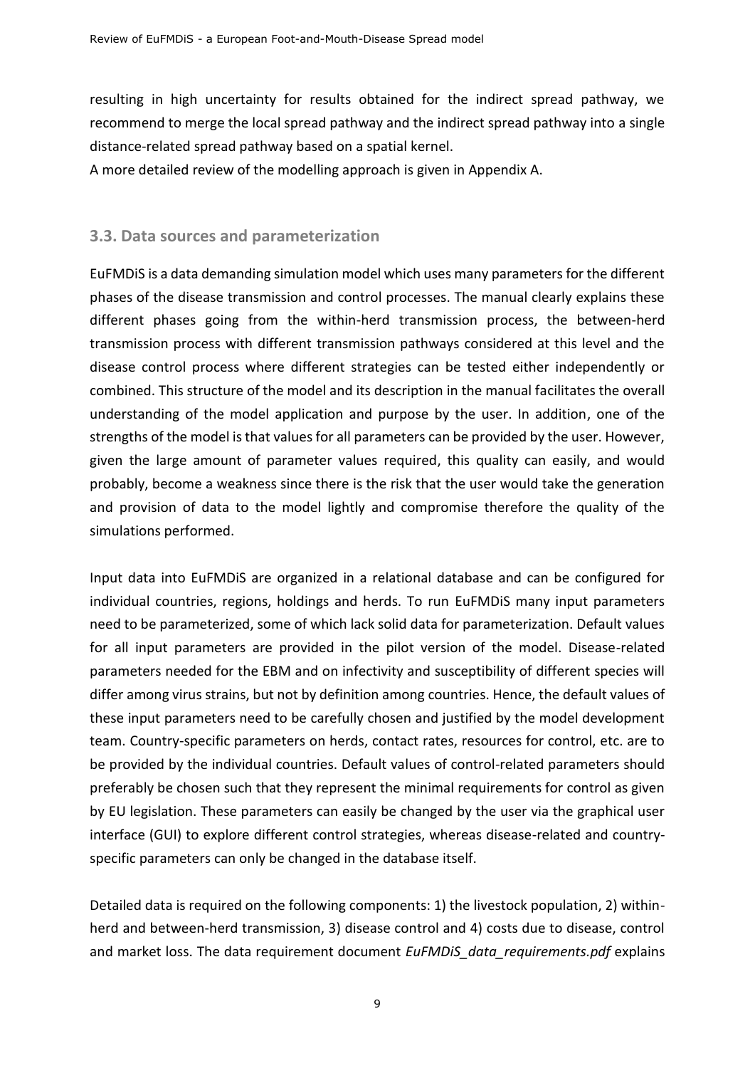resulting in high uncertainty for results obtained for the indirect spread pathway, we recommend to merge the local spread pathway and the indirect spread pathway into a single distance-related spread pathway based on a spatial kernel.

A more detailed review of the modelling approach is given in Appendix A.

### 3.3. Data sources and parameterization

EuFMDiS is a data demanding simulation model which uses many parameters for the different phases of the disease transmission and control processes. The manual clearly explains these different phases going from the within-herd transmission process, the between-herd transmission process with different transmission pathways considered at this level and the disease control process where different strategies can be tested either independently or combined. This structure of the model and its description in the manual facilitates the overall understanding of the model application and purpose by the user. In addition, one of the strengths of the model is that values for all parameters can be provided by the user. However, given the large amount of parameter values required, this quality can easily, and would probably, become a weakness since there is the risk that the user would take the generation and provision of data to the model lightly and compromise therefore the quality of the simulations performed.

Input data into EuFMDiS are organized in a relational database and can be configured for individual countries, regions, holdings and herds. To run EuFMDiS many input parameters need to be parameterized, some of which lack solid data for parameterization. Default values for all input parameters are provided in the pilot version of the model. Disease-related parameters needed for the EBM and on infectivity and susceptibility of different species will differ among virus strains, but not by definition among countries. Hence, the default values of these input parameters need to be carefully chosen and justified by the model development team. Country-specific parameters on herds, contact rates, resources for control, etc. are to be provided by the individual countries. Default values of control-related parameters should preferably be chosen such that they represent the minimal requirements for control as given by EU legislation. These parameters can easily be changed by the user via the graphical user interface (GUI) to explore different control strategies, whereas disease-related and country-specific parameters can only be changed in the database itself.

Detailed data is required on the following components: 1) the livestock population, 2) within-herd and between-herd transmission, 3) disease control and 4) costs due to disease, control and market loss. The data requirement document *EuFMDiS_data_requirements.pdf* explains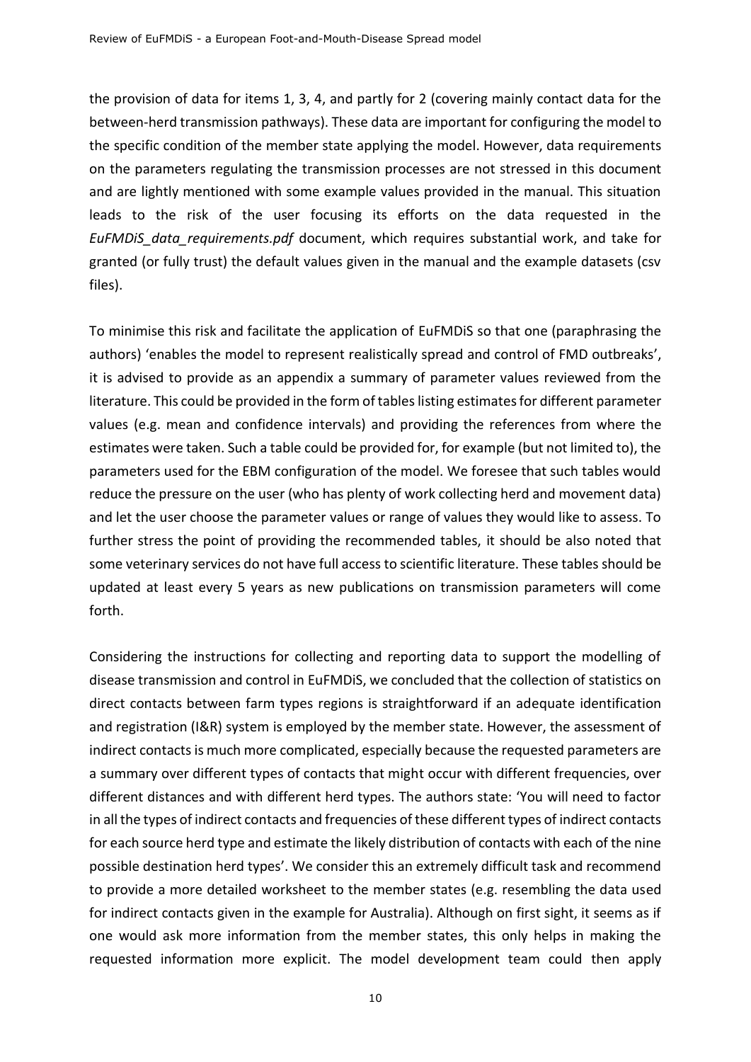the provision of data for items 1, 3, 4, and partly for 2 (covering mainly contact data for the between-herd transmission pathways). These data are important for configuring the model to the specific condition of the member state applying the model. However, data requirements on the parameters regulating the transmission processes are not stressed in this document and are lightly mentioned with some example values provided in the manual. This situation leads to the risk of the user focusing its efforts on the data requested in the *EuFMDiS_data_requirements.pdf* document, which requires substantial work, and take for granted (or fully trust) the default values given in the manual and the example datasets (csv files).

To minimise this risk and facilitate the application of EuFMDiS so that one (paraphrasing the authors) 'enables the model to represent realistically spread and control of FMD outbreaks', it is advised to provide as an appendix a summary of parameter values reviewed from the literature. This could be provided in the form of tables listing estimates for different parameter values (e.g. mean and confidence intervals) and providing the references from where the estimates were taken. Such a table could be provided for, for example (but not limited to), the parameters used for the EBM configuration of the model. We foresee that such tables would reduce the pressure on the user (who has plenty of work collecting herd and movement data) and let the user choose the parameter values or range of values they would like to assess. To further stress the point of providing the recommended tables, it should be also noted that some veterinary services do not have full access to scientific literature. These tables should be updated at least every 5 years as new publications on transmission parameters will come forth.

Considering the instructions for collecting and reporting data to support the modelling of disease transmission and control in EuFMDiS, we concluded that the collection of statistics on direct contacts between farm types regions is straightforward if an adequate identification and registration (I&R) system is employed by the member state. However, the assessment of indirect contacts is much more complicated, especially because the requested parameters are a summary over different types of contacts that might occur with different frequencies, over different distances and with different herd types. The authors state: 'You will need to factor in all the types of indirect contacts and frequencies of these different types of indirect contacts for each source herd type and estimate the likely distribution of contacts with each of the nine possible destination herd types'. We consider this an extremely difficult task and recommend to provide a more detailed worksheet to the member states (e.g. resembling the data used for indirect contacts given in the example for Australia). Although on first sight, it seems as if one would ask more information from the member states, this only helps in making the requested information more explicit. The model development team could then apply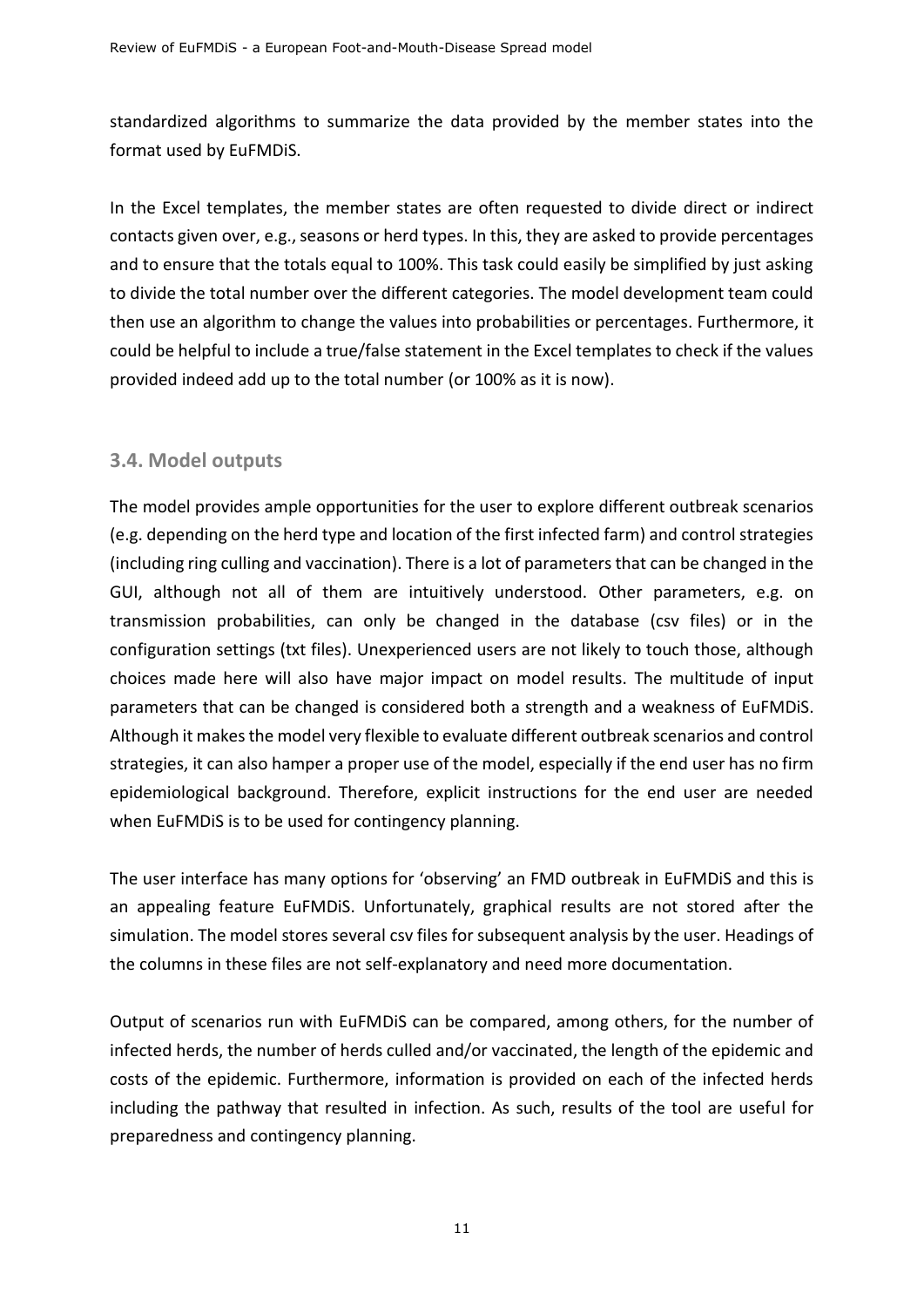standardized algorithms to summarize the data provided by the member states into the format used by EuFMDiS.

In the Excel templates, the member states are often requested to divide direct or indirect contacts given over, e.g., seasons or herd types. In this, they are asked to provide percentages and to ensure that the totals equal to 100%. This task could easily be simplified by just asking to divide the total number over the different categories. The model development team could then use an algorithm to change the values into probabilities or percentages. Furthermore, it could be helpful to include a true/false statement in the Excel templates to check if the values provided indeed add up to the total number (or 100% as it is now).

### 3.4. Model outputs

The model provides ample opportunities for the user to explore different outbreak scenarios (e.g. depending on the herd type and location of the first infected farm) and control strategies (including ring culling and vaccination). There is a lot of parameters that can be changed in the GUI, although not all of them are intuitively understood. Other parameters, e.g. on transmission probabilities, can only be changed in the database (csv files) or in the configuration settings (txt files). Unexperienced users are not likely to touch those, although choices made here will also have major impact on model results. The multitude of input parameters that can be changed is considered both a strength and a weakness of EuFMDiS. Although it makes the model very flexible to evaluate different outbreak scenarios and control strategies, it can also hamper a proper use of the model, especially if the end user has no firm epidemiological background. Therefore, explicit instructions for the end user are needed when EuFMDiS is to be used for contingency planning.

The user interface has many options for 'observing' an FMD outbreak in EuFMDiS and this is an appealing feature EuFMDiS. Unfortunately, graphical results are not stored after the simulation. The model stores several csv files for subsequent analysis by the user. Headings of the columns in these files are not self-explanatory and need more documentation.

Output of scenarios run with EuFMDiS can be compared, among others, for the number of infected herds, the number of herds culled and/or vaccinated, the length of the epidemic and costs of the epidemic. Furthermore, information is provided on each of the infected herds including the pathway that resulted in infection. As such, results of the tool are useful for preparedness and contingency planning.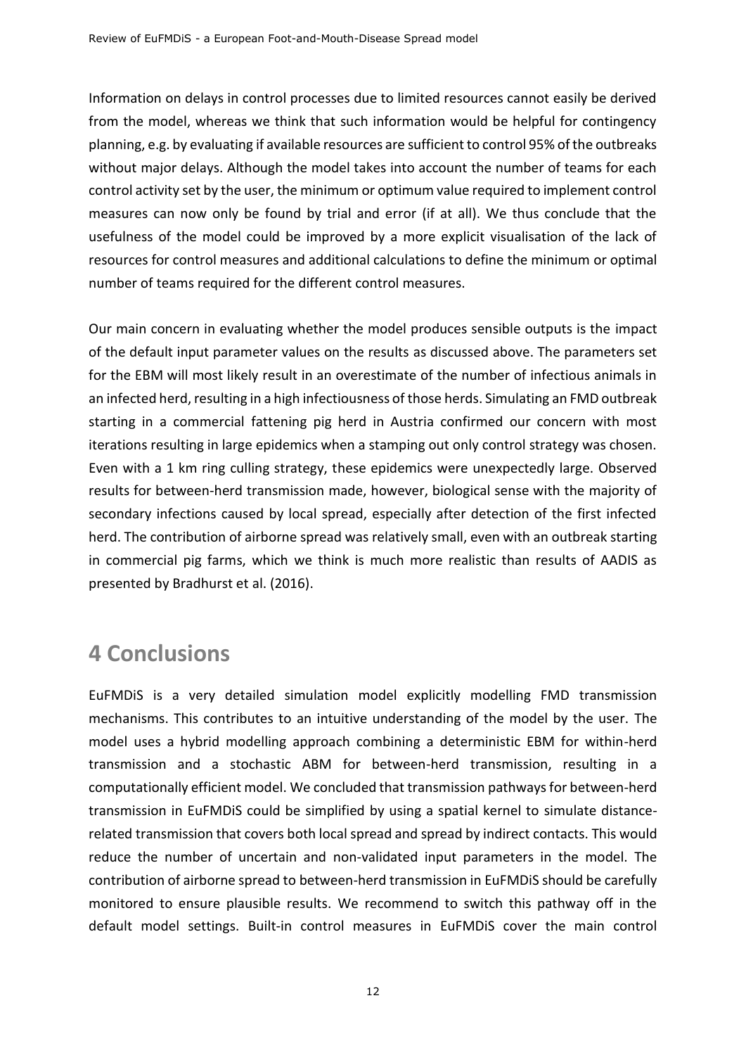Information on delays in control processes due to limited resources cannot easily be derived from the model, whereas we think that such information would be helpful for contingency planning, e.g. by evaluating if available resources are sufficient to control 95% of the outbreaks without major delays. Although the model takes into account the number of teams for each control activity set by the user, the minimum or optimum value required to implement control measures can now only be found by trial and error (if at all). We thus conclude that the usefulness of the model could be improved by a more explicit visualisation of the lack of resources for control measures and additional calculations to define the minimum or optimal number of teams required for the different control measures.

Our main concern in evaluating whether the model produces sensible outputs is the impact of the default input parameter values on the results as discussed above. The parameters set for the EBM will most likely result in an overestimate of the number of infectious animals in an infected herd, resulting in a high infectiousness of those herds. Simulating an FMD outbreak starting in a commercial fattening pig herd in Austria confirmed our concern with most iterations resulting in large epidemics when a stamping out only control strategy was chosen. Even with a 1 km ring culling strategy, these epidemics were unexpectedly large. Observed results for between-herd transmission made, however, biological sense with the majority of secondary infections caused by local spread, especially after detection of the first infected herd. The contribution of airborne spread was relatively small, even with an outbreak starting in commercial pig farms, which we think is much more realistic than results of AADIS as presented by Bradhurst et al. (2016).

# 4 Conclusions

EuFMDiS is a very detailed simulation model explicitly modelling FMD transmission mechanisms. This contributes to an intuitive understanding of the model by the user. The model uses a hybrid modelling approach combining a deterministic EBM for within-herd transmission and a stochastic ABM for between-herd transmission, resulting in a computationally efficient model. We concluded that transmission pathways for between-herd transmission in EuFMDiS could be simplified by using a spatial kernel to simulate distance-related transmission that covers both local spread and spread by indirect contacts. This would reduce the number of uncertain and non-validated input parameters in the model. The contribution of airborne spread to between-herd transmission in EuFMDiS should be carefully monitored to ensure plausible results. We recommend to switch this pathway off in the default model settings. Built-in control measures in EuFMDiS cover the main control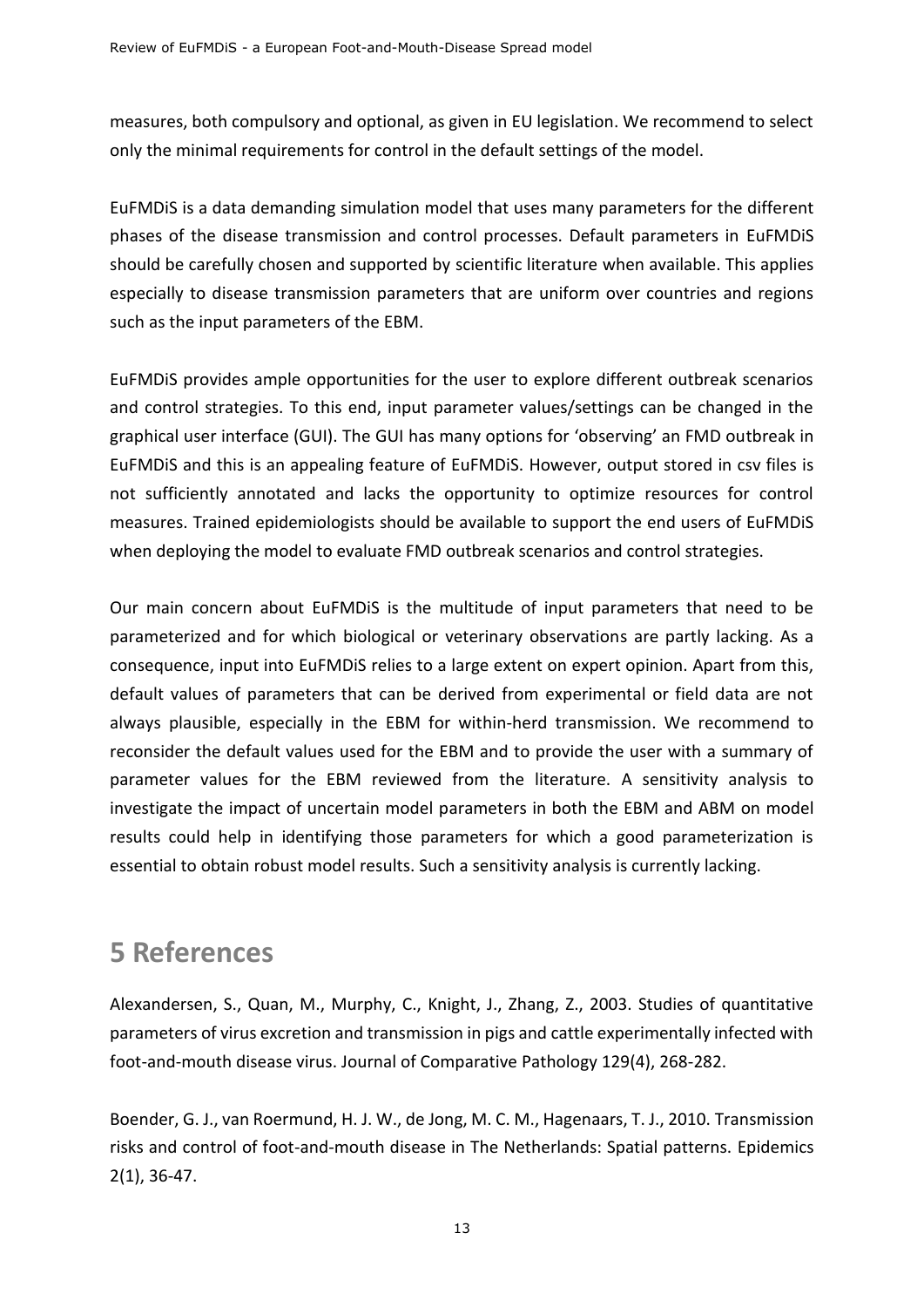measures, both compulsory and optional, as given in EU legislation. We recommend to select only the minimal requirements for control in the default settings of the model.

EuFMDiS is a data demanding simulation model that uses many parameters for the different phases of the disease transmission and control processes. Default parameters in EuFMDiS should be carefully chosen and supported by scientific literature when available. This applies especially to disease transmission parameters that are uniform over countries and regions such as the input parameters of the EBM.

EuFMDiS provides ample opportunities for the user to explore different outbreak scenarios and control strategies. To this end, input parameter values/settings can be changed in the graphical user interface (GUI). The GUI has many options for 'observing' an FMD outbreak in EuFMDiS and this is an appealing feature of EuFMDiS. However, output stored in csv files is not sufficiently annotated and lacks the opportunity to optimize resources for control measures. Trained epidemiologists should be available to support the end users of EuFMDiS when deploying the model to evaluate FMD outbreak scenarios and control strategies.

Our main concern about EuFMDiS is the multitude of input parameters that need to be parameterized and for which biological or veterinary observations are partly lacking. As a consequence, input into EuFMDiS relies to a large extent on expert opinion. Apart from this, default values of parameters that can be derived from experimental or field data are not always plausible, especially in the EBM for within-herd transmission. We recommend to reconsider the default values used for the EBM and to provide the user with a summary of parameter values for the EBM reviewed from the literature. A sensitivity analysis to investigate the impact of uncertain model parameters in both the EBM and ABM on model results could help in identifying those parameters for which a good parameterization is essential to obtain robust model results. Such a sensitivity analysis is currently lacking.

# 5 References

Alexandersen, S., Quan, M., Murphy, C., Knight, J., Zhang, Z., 2003. Studies of quantitative parameters of virus excretion and transmission in pigs and cattle experimentally infected with foot-and-mouth disease virus. Journal of Comparative Pathology 129(4), 268-282.

Boender, G. J., van Roermund, H. J. W., de Jong, M. C. M., Hagenaars, T. J., 2010. Transmission risks and control of foot-and-mouth disease in The Netherlands: Spatial patterns. Epidemics 2(1), 36-47.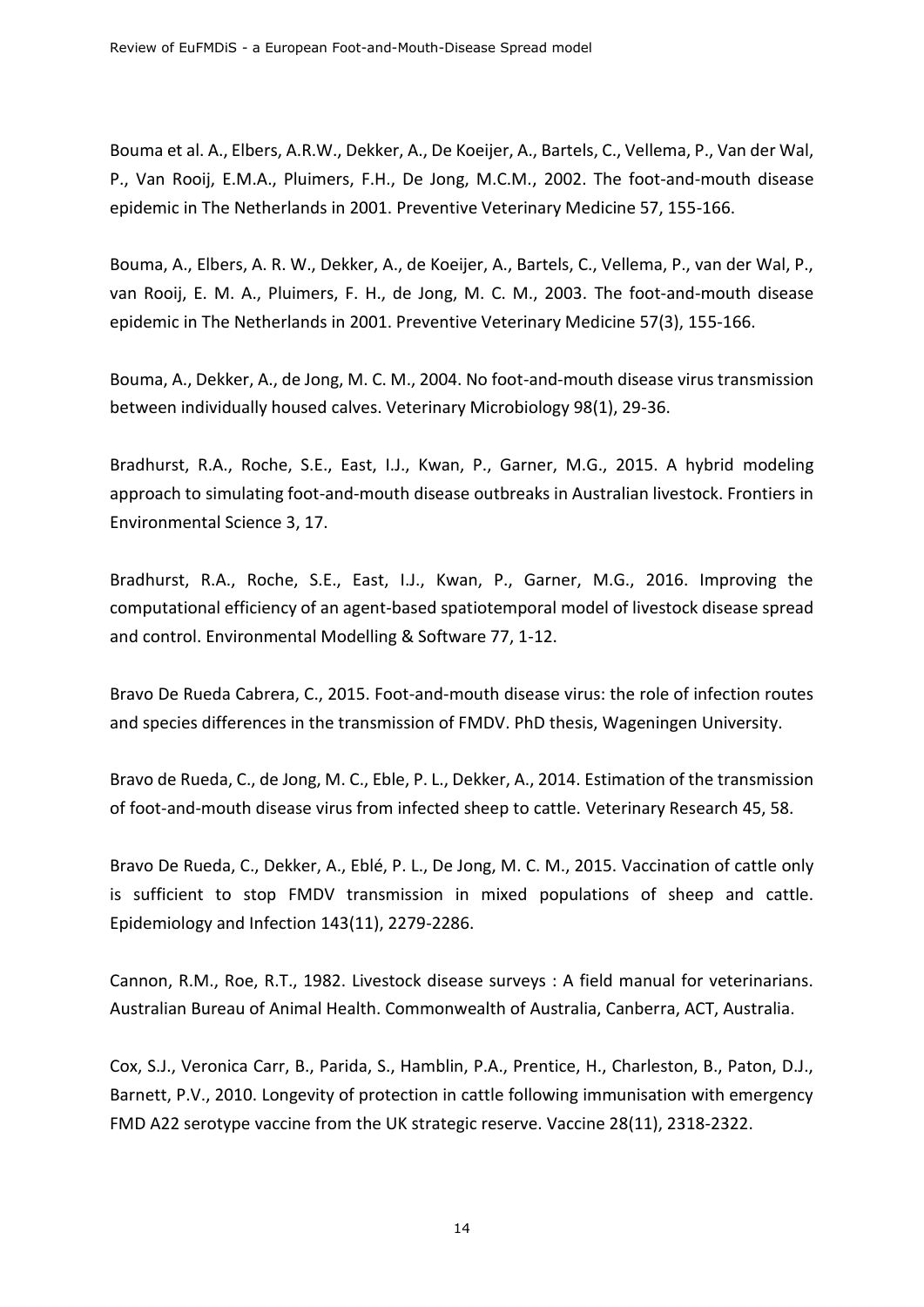Bouma et al. A., Elbers, A.R.W., Dekker, A., De Koeijer, A., Bartels, C., Vellema, P., Van der Wal, P., Van Rooij, E.M.A., Pluimers, F.H., De Jong, M.C.M., 2002. The foot-and-mouth disease epidemic in The Netherlands in 2001. Preventive Veterinary Medicine 57, 155-166.

Bouma, A., Elbers, A. R. W., Dekker, A., de Koeijer, A., Bartels, C., Vellema, P., van der Wal, P., van Rooij, E. M. A., Pluimers, F. H., de Jong, M. C. M., 2003. The foot-and-mouth disease epidemic in The Netherlands in 2001. Preventive Veterinary Medicine 57(3), 155-166.

Bouma, A., Dekker, A., de Jong, M. C. M., 2004. No foot-and-mouth disease virus transmission between individually housed calves. Veterinary Microbiology 98(1), 29-36.

Bradhurst, R.A., Roche, S.E., East, I.J., Kwan, P., Garner, M.G., 2015. A hybrid modeling approach to simulating foot-and-mouth disease outbreaks in Australian livestock. Frontiers in Environmental Science 3, 17.

Bradhurst, R.A., Roche, S.E., East, I.J., Kwan, P., Garner, M.G., 2016. Improving the computational efficiency of an agent-based spatiotemporal model of livestock disease spread and control. Environmental Modelling & Software 77, 1-12.

Bravo De Rueda Cabrera, C., 2015. Foot-and-mouth disease virus: the role of infection routes and species differences in the transmission of FMDV. PhD thesis, Wageningen University.

Bravo de Rueda, C., de Jong, M. C., Eble, P. L., Dekker, A., 2014. Estimation of the transmission of foot-and-mouth disease virus from infected sheep to cattle. Veterinary Research 45, 58.

Bravo De Rueda, C., Dekker, A., Eblé, P. L., De Jong, M. C. M., 2015. Vaccination of cattle only is sufficient to stop FMDV transmission in mixed populations of sheep and cattle. Epidemiology and Infection 143(11), 2279-2286.

Cannon, R.M., Roe, R.T., 1982. Livestock disease surveys : A field manual for veterinarians. Australian Bureau of Animal Health. Commonwealth of Australia, Canberra, ACT, Australia.

Cox, S.J., Veronica Carr, B., Parida, S., Hamblin, P.A., Prentice, H., Charleston, B., Paton, D.J., Barnett, P.V., 2010. Longevity of protection in cattle following immunisation with emergency FMD A22 serotype vaccine from the UK strategic reserve. Vaccine 28(11), 2318-2322.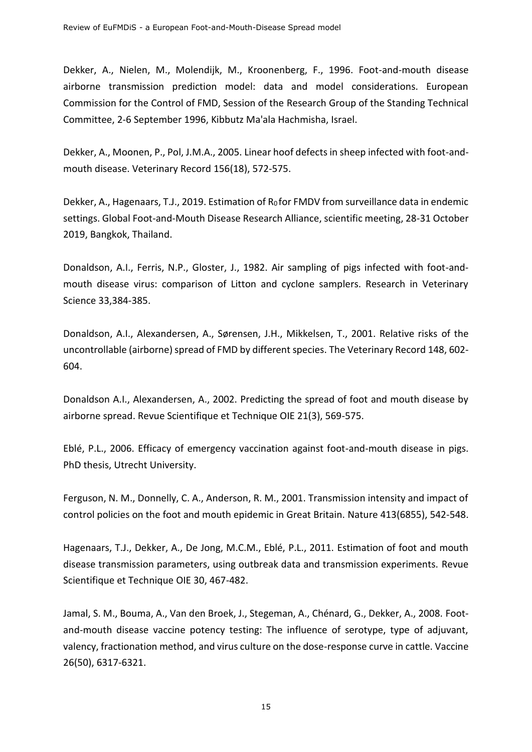Dekker, A., Nielen, M., Molendijk, M., Kroonenberg, F., 1996. Foot-and-mouth disease airborne transmission prediction model: data and model considerations. European Commission for the Control of FMD, Session of the Research Group of the Standing Technical Committee, 2-6 September 1996, Kibbutz Ma'ala Hachmisha, Israel.

Dekker, A., Moonen, P., Pol, J.M.A., 2005. Linear hoof defects in sheep infected with foot-and-mouth disease. Veterinary Record 156(18), 572-575.

Dekker, A., Hagenaars, T.J., 2019. Estimation of $R_0$ for FMDV from surveillance data in endemic settings. Global Foot-and-Mouth Disease Research Alliance, scientific meeting, 28-31 October 2019, Bangkok, Thailand.

Donaldson, A.I., Ferris, N.P., Gloster, J., 1982. Air sampling of pigs infected with foot-and-mouth disease virus: comparison of Litton and cyclone samplers. Research in Veterinary Science 33,384-385.

Donaldson, A.I., Alexandersen, A., Sørensen, J.H., Mikkelsen, T., 2001. Relative risks of the uncontrollable (airborne) spread of FMD by different species. The Veterinary Record 148, 602-604.

Donaldson A.I., Alexandersen, A., 2002. Predicting the spread of foot and mouth disease by airborne spread. Revue Scientifique et Technique OIE 21(3), 569-575.

Eblé, P.L., 2006. Efficacy of emergency vaccination against foot-and-mouth disease in pigs. PhD thesis, Utrecht University.

Ferguson, N. M., Donnelly, C. A., Anderson, R. M., 2001. Transmission intensity and impact of control policies on the foot and mouth epidemic in Great Britain. Nature 413(6855), 542-548.

Hagenaars, T.J., Dekker, A., De Jong, M.C.M., Eblé, P.L., 2011. Estimation of foot and mouth disease transmission parameters, using outbreak data and transmission experiments. Revue Scientifique et Technique OIE 30, 467-482.

Jamal, S. M., Bouma, A., Van den Broek, J., Stegeman, A., Chénard, G., Dekker, A., 2008. Foot-and-mouth disease vaccine potency testing: The influence of serotype, type of adjuvant, valency, fractionation method, and virus culture on the dose-response curve in cattle. Vaccine 26(50), 6317-6321.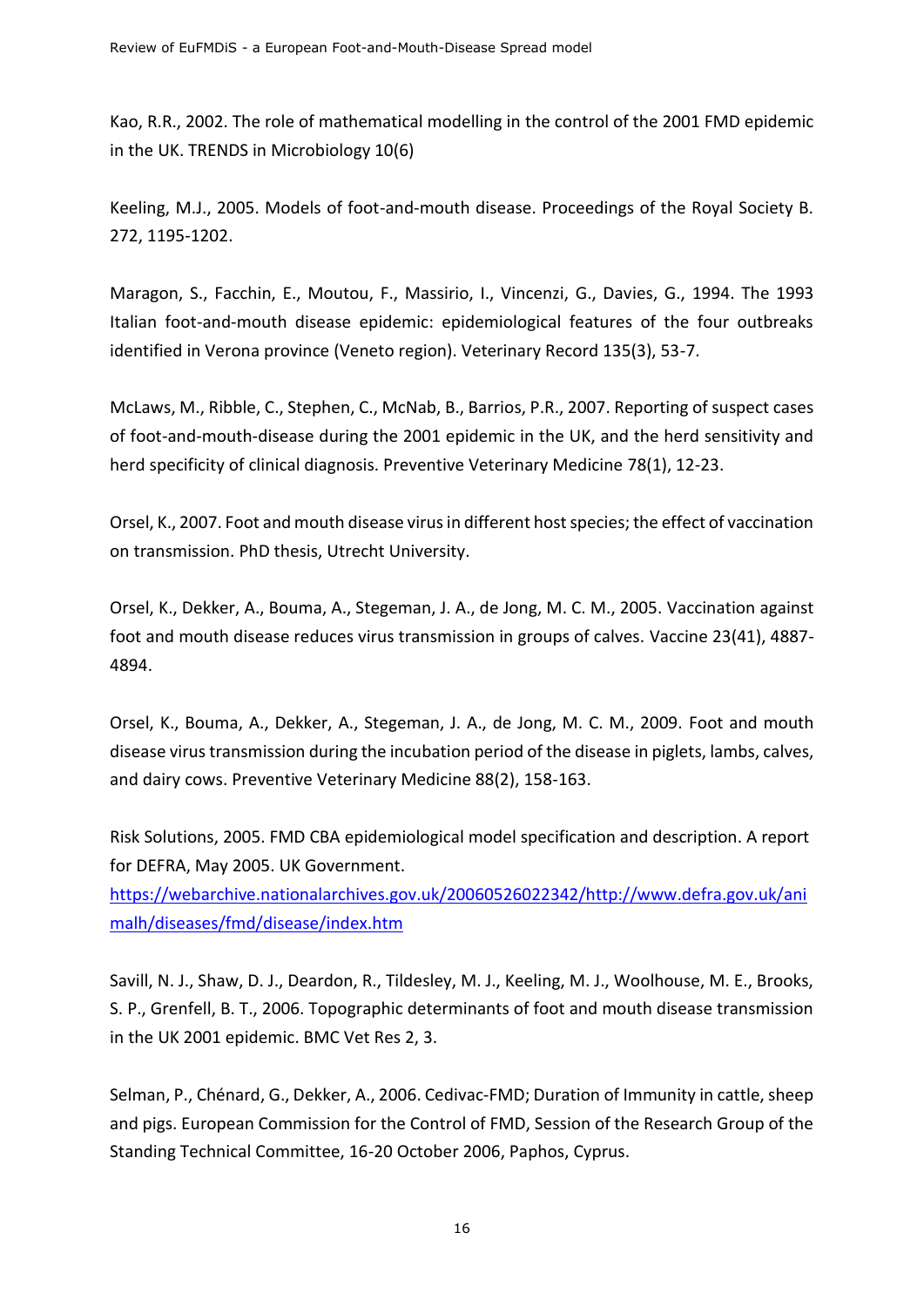Kao, R.R., 2002. The role of mathematical modelling in the control of the 2001 FMD epidemic in the UK. TRENDS in Microbiology 10(6)

Keeling, M.J., 2005. Models of foot-and-mouth disease. Proceedings of the Royal Society B. 272, 1195-1202.

Maragon, S., Facchin, E., Moutou, F., Massirio, I., Vincenzi, G., Davies, G., 1994. The 1993 Italian foot-and-mouth disease epidemic: epidemiological features of the four outbreaks identified in Verona province (Veneto region). Veterinary Record 135(3), 53-7.

McLaws, M., Ribble, C., Stephen, C., McNab, B., Barrios, P.R., 2007. Reporting of suspect cases of foot-and-mouth-disease during the 2001 epidemic in the UK, and the herd sensitivity and herd specificity of clinical diagnosis. Preventive Veterinary Medicine 78(1), 12-23.

Orsel, K., 2007. Foot and mouth disease virus in different host species; the effect of vaccination on transmission. PhD thesis, Utrecht University.

Orsel, K., Dekker, A., Bouma, A., Stegeman, J. A., de Jong, M. C. M., 2005. Vaccination against foot and mouth disease reduces virus transmission in groups of calves. Vaccine 23(41), 4887-4894.

Orsel, K., Bouma, A., Dekker, A., Stegeman, J. A., de Jong, M. C. M., 2009. Foot and mouth disease virus transmission during the incubation period of the disease in piglets, lambs, calves, and dairy cows. Preventive Veterinary Medicine 88(2), 158-163.

Risk Solutions, 2005. FMD CBA epidemiological model specification and description. A report for DEFRA, May 2005. UK Government. https://webarchive.nationalarchives.gov.uk/20060526022342/http://www.defra.gov.uk/animalh/diseases/fmd/disease/index.htm

Savill, N. J., Shaw, D. J., Deardon, R., Tildesley, M. J., Keeling, M. J., Woolhouse, M. E., Brooks, S. P., Grenfell, B. T., 2006. Topographic determinants of foot and mouth disease transmission in the UK 2001 epidemic. BMC Vet Res 2, 3.

Selman, P., Chénard, G., Dekker, A., 2006. Cedivac-FMD; Duration of Immunity in cattle, sheep and pigs. European Commission for the Control of FMD, Session of the Research Group of the Standing Technical Committee, 16-20 October 2006, Paphos, Cyprus.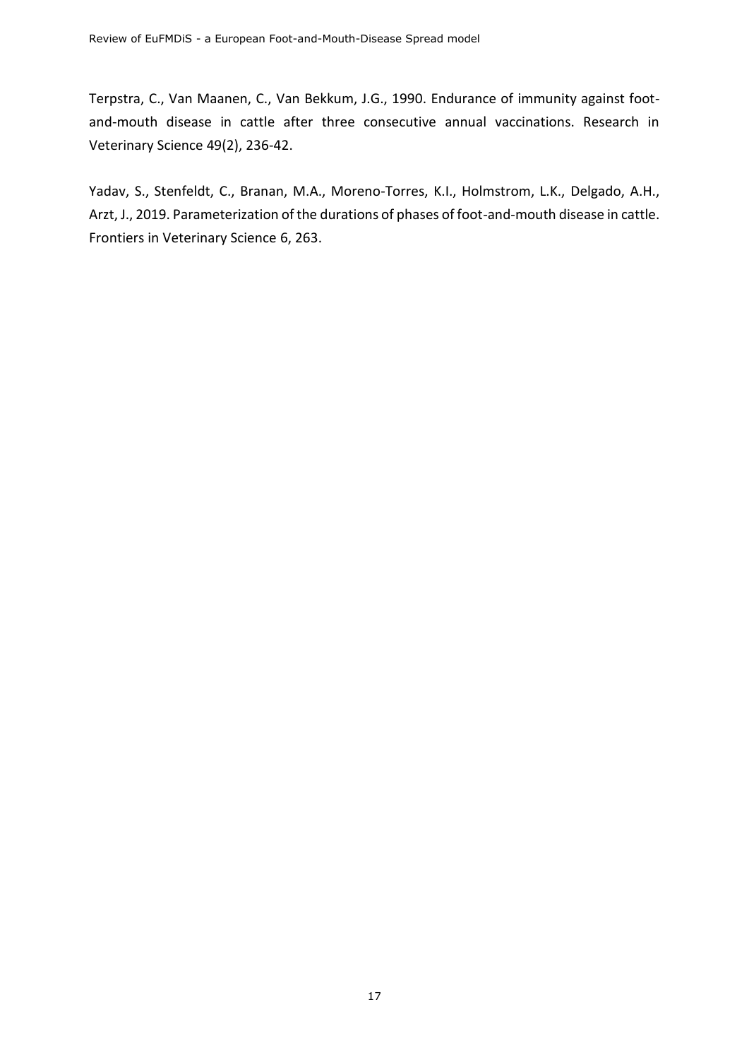Terpstra, C., Van Maanen, C., Van Bekkum, J.G., 1990. Endurance of immunity against foot-and-mouth disease in cattle after three consecutive annual vaccinations. Research in Veterinary Science 49(2), 236-42.

Yadav, S., Stenfeldt, C., Branan, M.A., Moreno-Torres, K.I., Holmstrom, L.K., Delgado, A.H., Arzt, J., 2019. Parameterization of the durations of phases of foot-and-mouth disease in cattle. Frontiers in Veterinary Science 6, 263.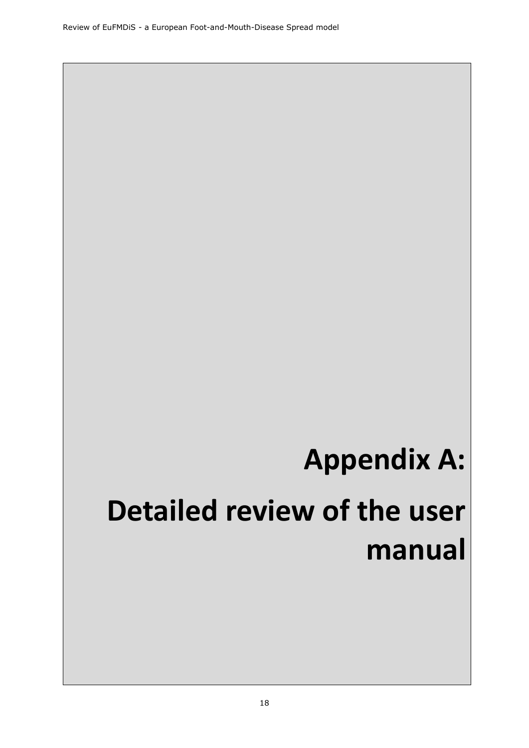# Appendix A:

# Detailed review of the user manual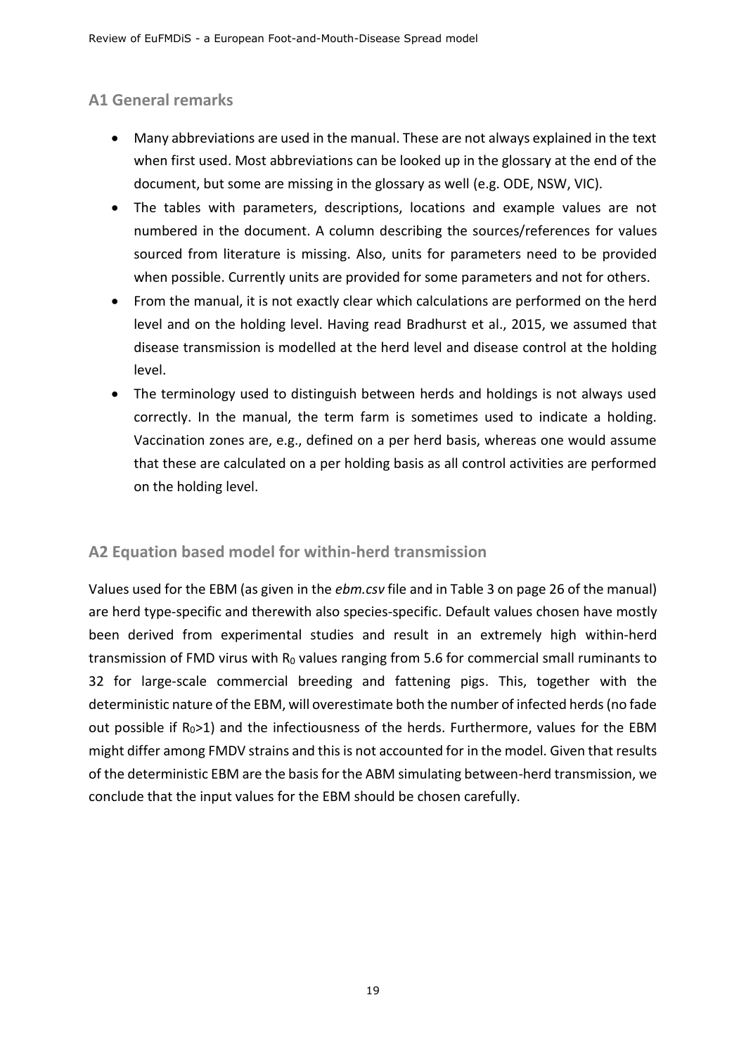## A1 General remarks

- Many abbreviations are used in the manual. These are not always explained in the text when first used. Most abbreviations can be looked up in the glossary at the end of the document, but some are missing in the glossary as well (e.g. ODE, NSW, VIC).
- The tables with parameters, descriptions, locations and example values are not numbered in the document. A column describing the sources/references for values sourced from literature is missing. Also, units for parameters need to be provided when possible. Currently units are provided for some parameters and not for others.
- From the manual, it is not exactly clear which calculations are performed on the herd level and on the holding level. Having read Bradhurst et al., 2015, we assumed that disease transmission is modelled at the herd level and disease control at the holding level.
- The terminology used to distinguish between herds and holdings is not always used correctly. In the manual, the term farm is sometimes used to indicate a holding. Vaccination zones are, e.g., defined on a per herd basis, whereas one would assume that these are calculated on a per holding basis as all control activities are performed on the holding level.

## A2 Equation based model for within-herd transmission

Values used for the EBM (as given in the *ebm.csv* file and in Table 3 on page 26 of the manual) are herd type-specific and therewith also species-specific. Default values chosen have mostly been derived from experimental studies and result in an extremely high within-herd transmission of FMD virus with $R_0$ values ranging from 5.6 for commercial small ruminants to 32 for large-scale commercial breeding and fattening pigs. This, together with the deterministic nature of the EBM, will overestimate both the number of infected herds (no fade out possible if $R_0>1$) and the infectiousness of the herds. Furthermore, values for the EBM might differ among FMDV strains and this is not accounted for in the model. Given that results of the deterministic EBM are the basis for the ABM simulating between-herd transmission, we conclude that the input values for the EBM should be chosen carefully.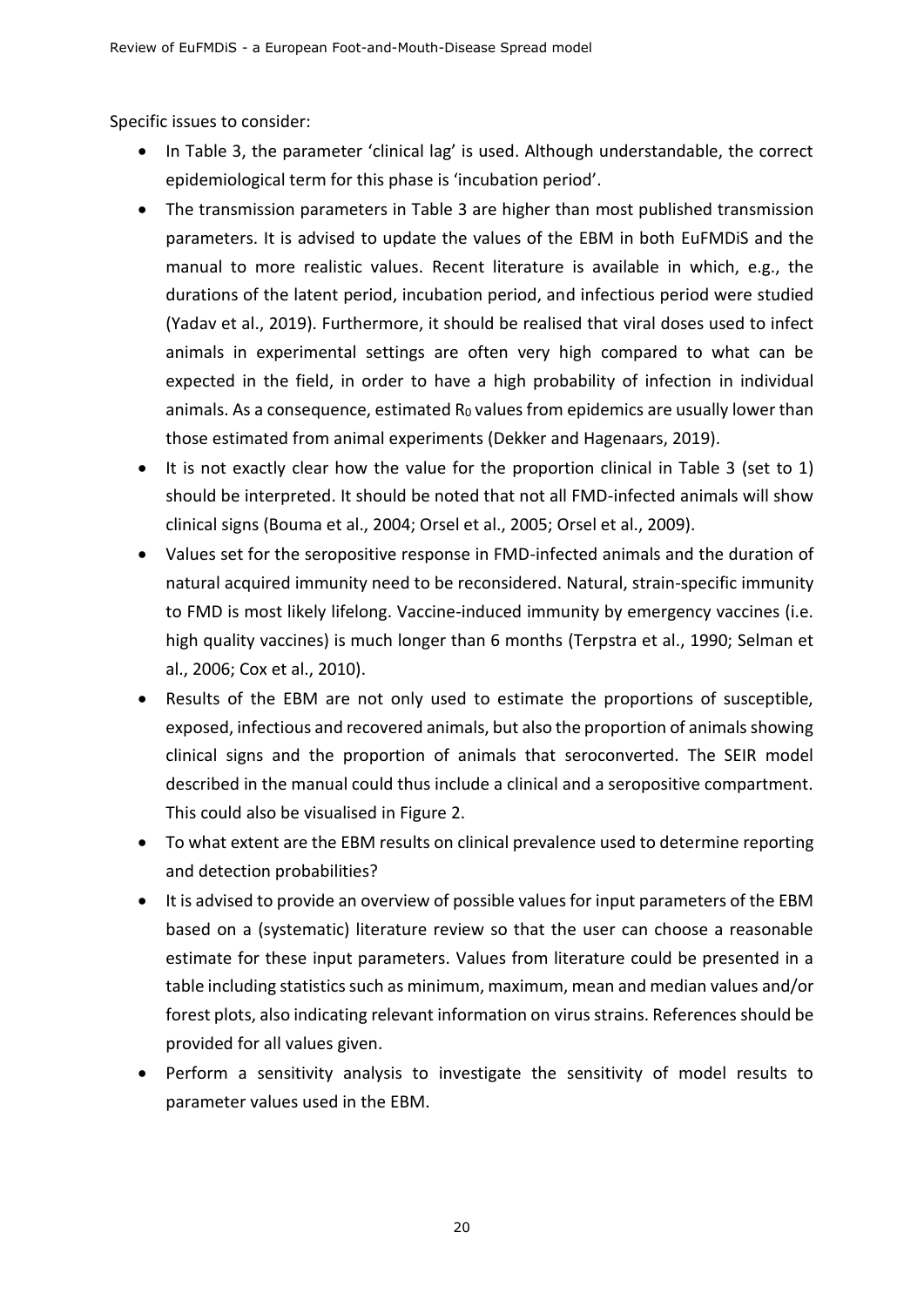Specific issues to consider:

- In Table 3, the parameter 'clinical lag' is used. Although understandable, the correct epidemiological term for this phase is 'incubation period'.
- The transmission parameters in Table 3 are higher than most published transmission parameters. It is advised to update the values of the EBM in both EuFMDiS and the manual to more realistic values. Recent literature is available in which, e.g., the durations of the latent period, incubation period, and infectious period were studied (Yadav et al., 2019). Furthermore, it should be realised that viral doses used to infect animals in experimental settings are often very high compared to what can be expected in the field, in order to have a high probability of infection in individual animals. As a consequence, estimated $R_0$ values from epidemics are usually lower than those estimated from animal experiments (Dekker and Hagenaars, 2019).
- It is not exactly clear how the value for the proportion clinical in Table 3 (set to 1) should be interpreted. It should be noted that not all FMD-infected animals will show clinical signs (Bouma et al., 2004; Orsel et al., 2005; Orsel et al., 2009).
- Values set for the seropositive response in FMD-infected animals and the duration of natural acquired immunity need to be reconsidered. Natural, strain-specific immunity to FMD is most likely lifelong. Vaccine-induced immunity by emergency vaccines (i.e. high quality vaccines) is much longer than 6 months (Terpstra et al., 1990; Selman et al., 2006; Cox et al., 2010).
- Results of the EBM are not only used to estimate the proportions of susceptible, exposed, infectious and recovered animals, but also the proportion of animals showing clinical signs and the proportion of animals that seroconverted. The SEIR model described in the manual could thus include a clinical and a seropositive compartment. This could also be visualised in Figure 2.
- To what extent are the EBM results on clinical prevalence used to determine reporting and detection probabilities?
- It is advised to provide an overview of possible values for input parameters of the EBM based on a (systematic) literature review so that the user can choose a reasonable estimate for these input parameters. Values from literature could be presented in a table including statistics such as minimum, maximum, mean and median values and/or forest plots, also indicating relevant information on virus strains. References should be provided for all values given.
- Perform a sensitivity analysis to investigate the sensitivity of model results to parameter values used in the EBM.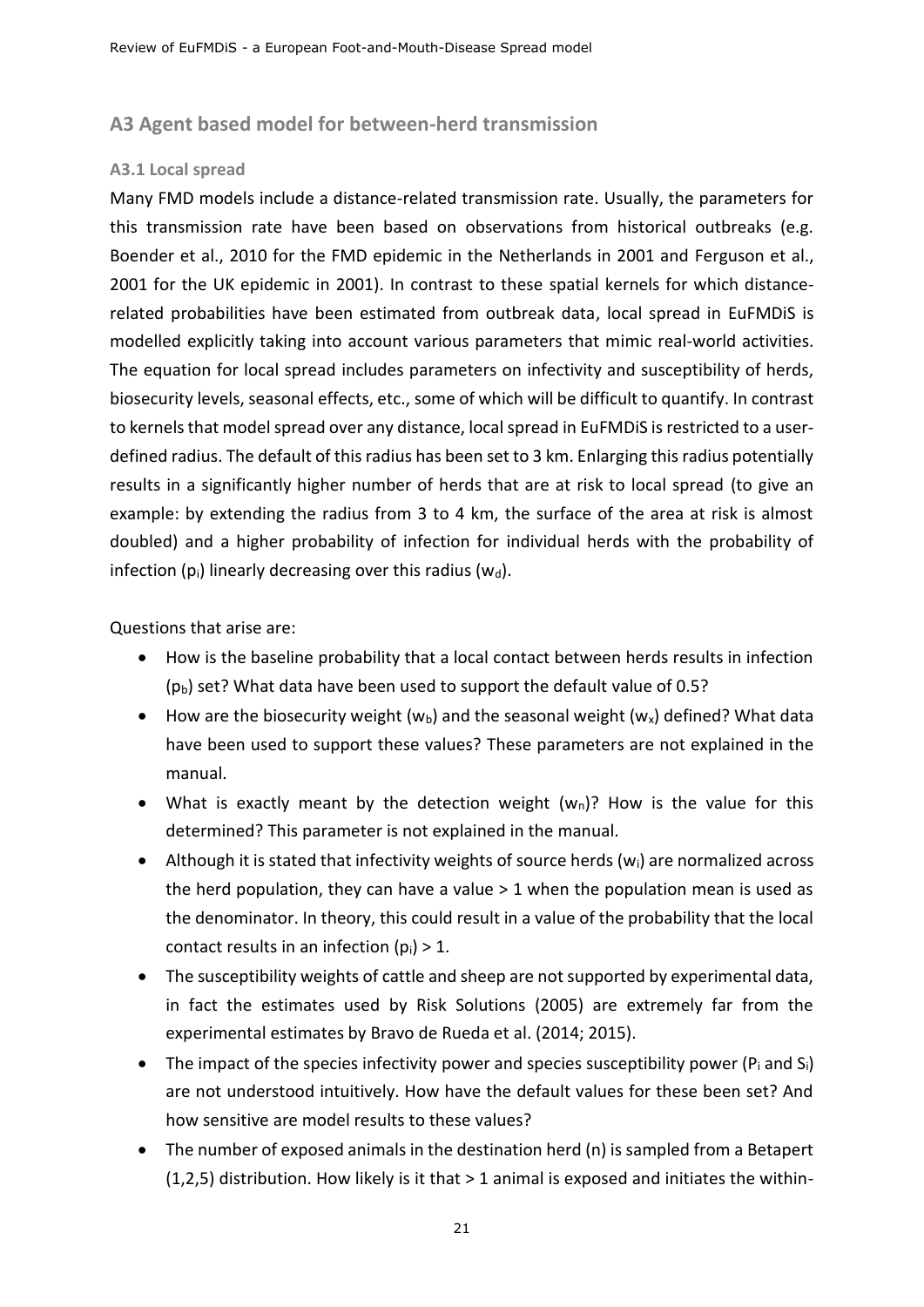## A3 Agent based model for between-herd transmission

### A3.1 Local spread

Many FMD models include a distance-related transmission rate. Usually, the parameters for this transmission rate have been based on observations from historical outbreaks (e.g. Boender et al., 2010 for the FMD epidemic in the Netherlands in 2001 and Ferguson et al., 2001 for the UK epidemic in 2001). In contrast to these spatial kernels for which distance-related probabilities have been estimated from outbreak data, local spread in EuFMDiS is modelled explicitly taking into account various parameters that mimic real-world activities. The equation for local spread includes parameters on infectivity and susceptibility of herds, biosecurity levels, seasonal effects, etc., some of which will be difficult to quantify. In contrast to kernels that model spread over any distance, local spread in EuFMDiS is restricted to a user-defined radius. The default of this radius has been set to 3 km. Enlarging this radius potentially results in a significantly higher number of herds that are at risk to local spread (to give an example: by extending the radius from 3 to 4 km, the surface of the area at risk is almost doubled) and a higher probability of infection for individual herds with the probability of infection ($p_i$) linearly decreasing over this radius ($w_d$).

Questions that arise are:

- How is the baseline probability that a local contact between herds results in infection ($p_b$) set? What data have been used to support the default value of 0.5?
- How are the biosecurity weight ($w_b$) and the seasonal weight ($w_x$) defined? What data have been used to support these values? These parameters are not explained in the manual.
- What is exactly meant by the detection weight ($w_n$)? How is the value for this determined? This parameter is not explained in the manual.
- Although it is stated that infectivity weights of source herds ($w_i$) are normalized across the herd population, they can have a value > 1 when the population mean is used as the denominator. In theory, this could result in a value of the probability that the local contact results in an infection ($p_i$) > 1.
- The susceptibility weights of cattle and sheep are not supported by experimental data, in fact the estimates used by Risk Solutions (2005) are extremely far from the experimental estimates by Bravo de Rueda et al. (2014; 2015).
- The impact of the species infectivity power and species susceptibility power ($P_i$ and $S_i$) are not understood intuitively. How have the default values for these been set? And how sensitive are model results to these values?
- The number of exposed animals in the destination herd (n) is sampled from a Betapert (1,2,5) distribution. How likely is it that > 1 animal is exposed and initiates the within-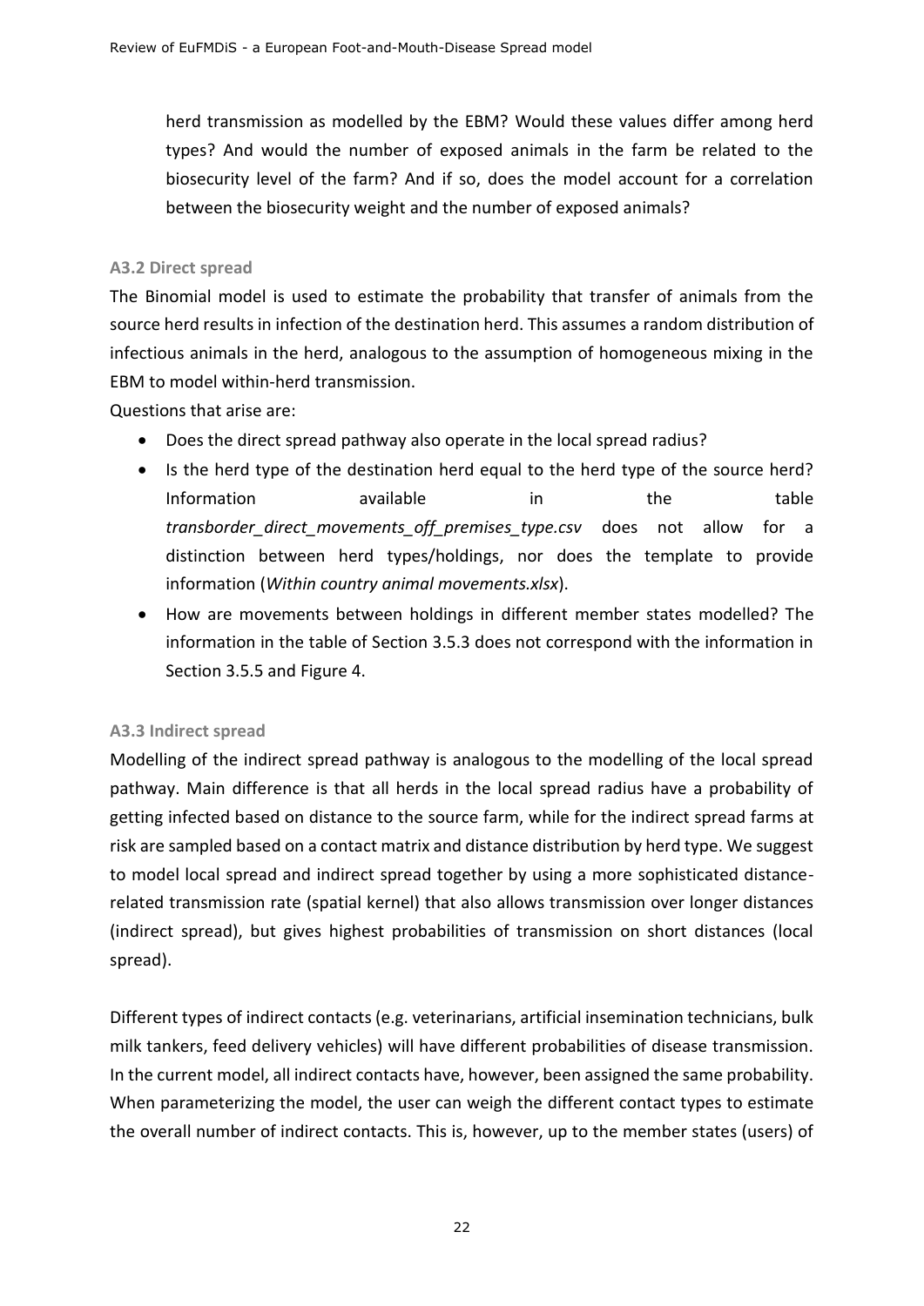herd transmission as modelled by the EBM? Would these values differ among herd types? And would the number of exposed animals in the farm be related to the biosecurity level of the farm? And if so, does the model account for a correlation between the biosecurity weight and the number of exposed animals?

### A3.2 Direct spread

The Binomial model is used to estimate the probability that transfer of animals from the source herd results in infection of the destination herd. This assumes a random distribution of infectious animals in the herd, analogous to the assumption of homogeneous mixing in the EBM to model within-herd transmission.

Questions that arise are:

- Does the direct spread pathway also operate in the local spread radius?
- Is the herd type of the destination herd equal to the herd type of the source herd? Information available in the table *transborder_direct_movements_off_premises_type.csv* does not allow for a distinction between herd types/holdings, nor does the template to provide information (*Within country animal movements.xlsx*).
- How are movements between holdings in different member states modelled? The information in the table of Section 3.5.3 does not correspond with the information in Section 3.5.5 and Figure 4.

### A3.3 Indirect spread

Modelling of the indirect spread pathway is analogous to the modelling of the local spread pathway. Main difference is that all herds in the local spread radius have a probability of getting infected based on distance to the source farm, while for the indirect spread farms at risk are sampled based on a contact matrix and distance distribution by herd type. We suggest to model local spread and indirect spread together by using a more sophisticated distance-related transmission rate (spatial kernel) that also allows transmission over longer distances (indirect spread), but gives highest probabilities of transmission on short distances (local spread).

Different types of indirect contacts (e.g. veterinarians, artificial insemination technicians, bulk milk tankers, feed delivery vehicles) will have different probabilities of disease transmission. In the current model, all indirect contacts have, however, been assigned the same probability. When parameterizing the model, the user can weigh the different contact types to estimate the overall number of indirect contacts. This is, however, up to the member states (users) of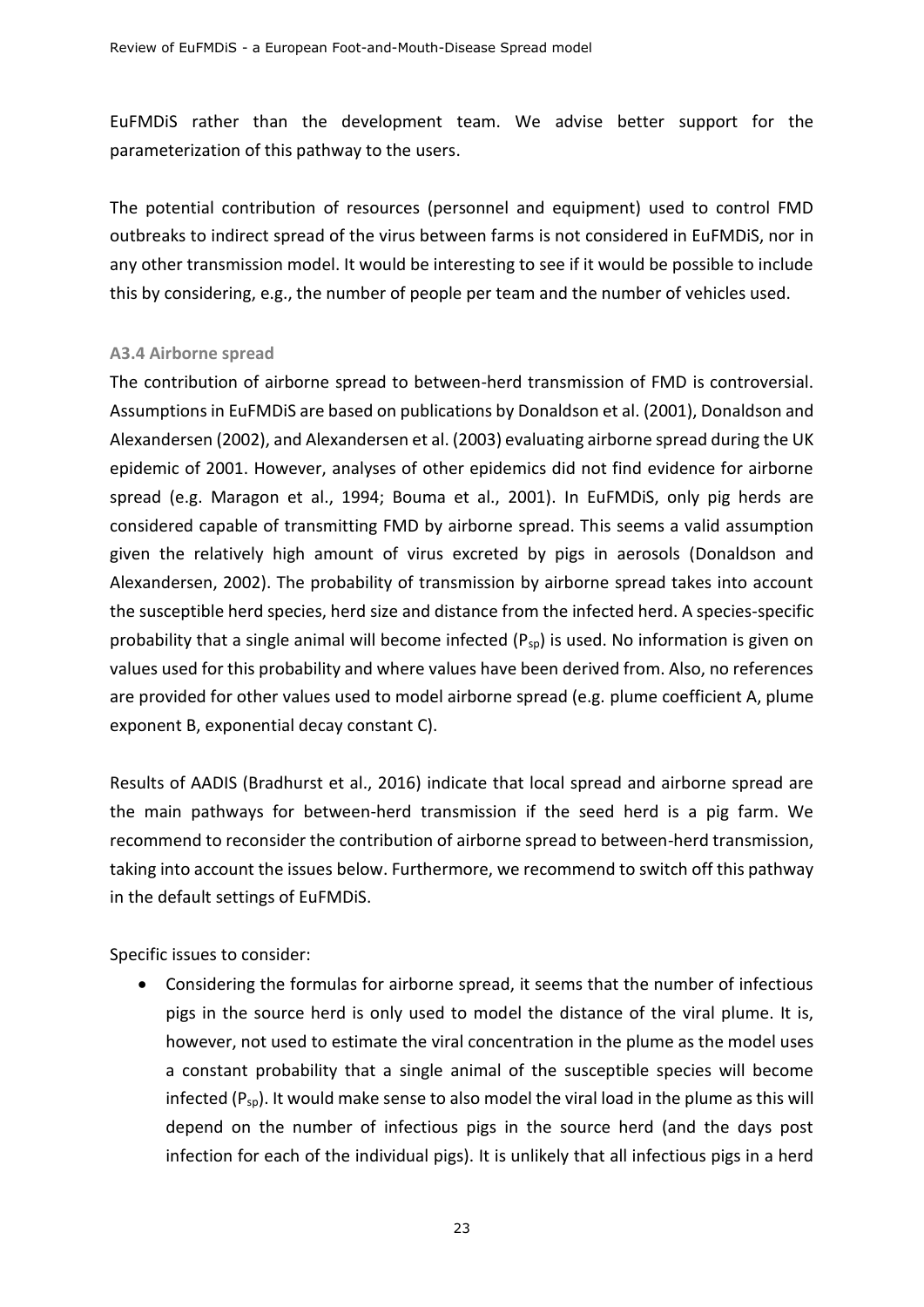EuFMDiS rather than the development team. We advise better support for the parameterization of this pathway to the users.

The potential contribution of resources (personnel and equipment) used to control FMD outbreaks to indirect spread of the virus between farms is not considered in EuFMDiS, nor in any other transmission model. It would be interesting to see if it would be possible to include this by considering, e.g., the number of people per team and the number of vehicles used.

### A3.4 Airborne spread

The contribution of airborne spread to between-herd transmission of FMD is controversial. Assumptions in EuFMDiS are based on publications by Donaldson et al. (2001), Donaldson and Alexandersen (2002), and Alexandersen et al. (2003) evaluating airborne spread during the UK epidemic of 2001. However, analyses of other epidemics did not find evidence for airborne spread (e.g. Maragon et al., 1994; Bouma et al., 2001). In EuFMDiS, only pig herds are considered capable of transmitting FMD by airborne spread. This seems a valid assumption given the relatively high amount of virus excreted by pigs in aerosols (Donaldson and Alexandersen, 2002). The probability of transmission by airborne spread takes into account the susceptible herd species, herd size and distance from the infected herd. A species-specific probability that a single animal will become infected ($P_{sp}$) is used. No information is given on values used for this probability and where values have been derived from. Also, no references are provided for other values used to model airborne spread (e.g. plume coefficient A, plume exponent B, exponential decay constant C).

Results of AADIS (Bradhurst et al., 2016) indicate that local spread and airborne spread are the main pathways for between-herd transmission if the seed herd is a pig farm. We recommend to reconsider the contribution of airborne spread to between-herd transmission, taking into account the issues below. Furthermore, we recommend to switch off this pathway in the default settings of EuFMDiS.

Specific issues to consider:

- Considering the formulas for airborne spread, it seems that the number of infectious pigs in the source herd is only used to model the distance of the viral plume. It is, however, not used to estimate the viral concentration in the plume as the model uses a constant probability that a single animal of the susceptible species will become infected ($P_{sp}$). It would make sense to also model the viral load in the plume as this will depend on the number of infectious pigs in the source herd (and the days post infection for each of the individual pigs). It is unlikely that all infectious pigs in a herd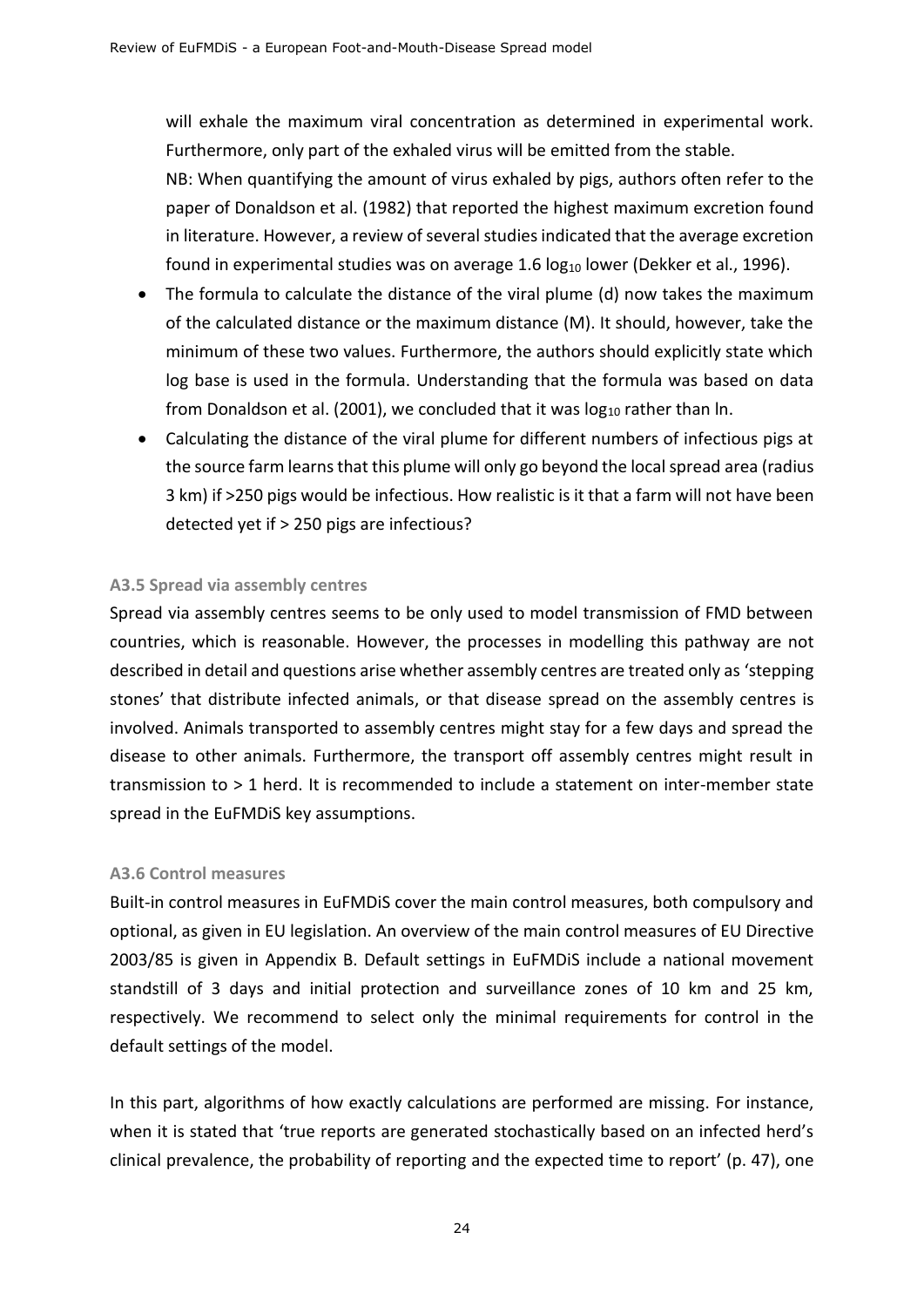will exhale the maximum viral concentration as determined in experimental work. Furthermore, only part of the exhaled virus will be emitted from the stable.

NB: When quantifying the amount of virus exhaled by pigs, authors often refer to the paper of Donaldson et al. (1982) that reported the highest maximum excretion found in literature. However, a review of several studies indicated that the average excretion found in experimental studies was on average 1.6 $\log_{10}$ lower (Dekker et al., 1996).

- The formula to calculate the distance of the viral plume (d) now takes the maximum of the calculated distance or the maximum distance (M). It should, however, take the minimum of these two values. Furthermore, the authors should explicitly state which log base is used in the formula. Understanding that the formula was based on data from Donaldson et al. (2001), we concluded that it was $\log_{10}$ rather than ln.
- Calculating the distance of the viral plume for different numbers of infectious pigs at the source farm learns that this plume will only go beyond the local spread area (radius 3 km) if >250 pigs would be infectious. How realistic is it that a farm will not have been detected yet if > 250 pigs are infectious?

### A3.5 Spread via assembly centres

Spread via assembly centres seems to be only used to model transmission of FMD between countries, which is reasonable. However, the processes in modelling this pathway are not described in detail and questions arise whether assembly centres are treated only as 'stepping stones' that distribute infected animals, or that disease spread on the assembly centres is involved. Animals transported to assembly centres might stay for a few days and spread the disease to other animals. Furthermore, the transport off assembly centres might result in transmission to > 1 herd. It is recommended to include a statement on inter-member state spread in the EuFMDiS key assumptions.

### A3.6 Control measures

Built-in control measures in EuFMDiS cover the main control measures, both compulsory and optional, as given in EU legislation. An overview of the main control measures of EU Directive 2003/85 is given in Appendix B. Default settings in EuFMDiS include a national movement standstill of 3 days and initial protection and surveillance zones of 10 km and 25 km, respectively. We recommend to select only the minimal requirements for control in the default settings of the model.

In this part, algorithms of how exactly calculations are performed are missing. For instance, when it is stated that 'true reports are generated stochastically based on an infected herd's clinical prevalence, the probability of reporting and the expected time to report' (p. 47), one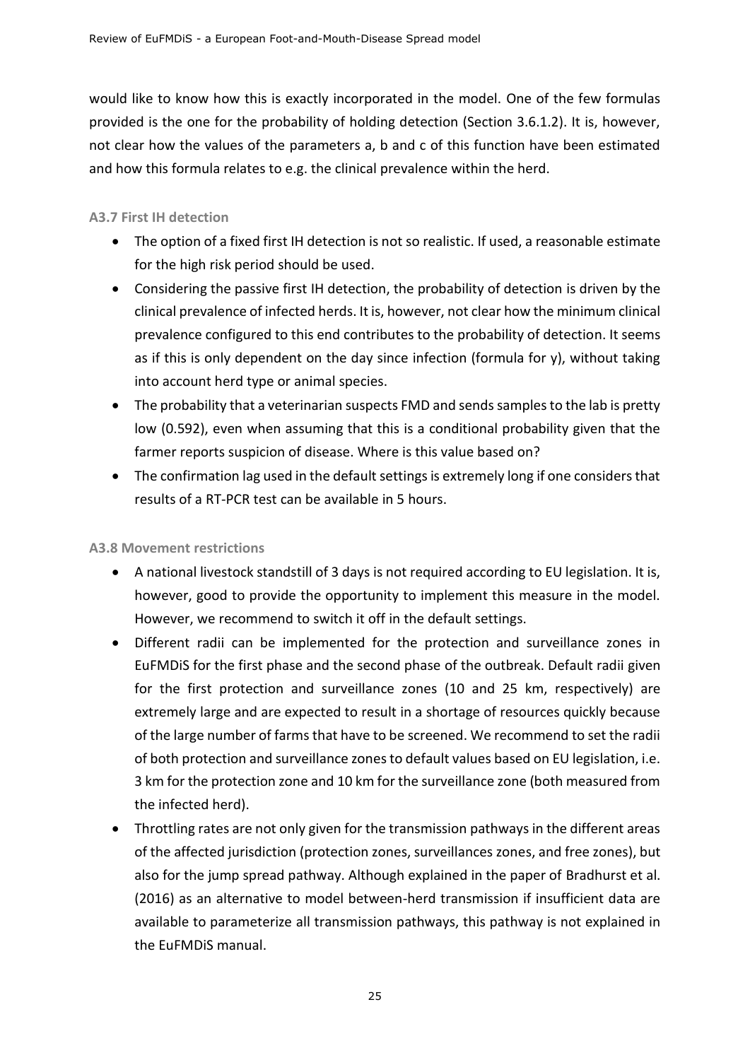would like to know how this is exactly incorporated in the model. One of the few formulas provided is the one for the probability of holding detection (Section 3.6.1.2). It is, however, not clear how the values of the parameters a, b and c of this function have been estimated and how this formula relates to e.g. the clinical prevalence within the herd.

#### A3.7 First IH detection

- The option of a fixed first IH detection is not so realistic. If used, a reasonable estimate for the high risk period should be used.
- Considering the passive first IH detection, the probability of detection is driven by the clinical prevalence of infected herds. It is, however, not clear how the minimum clinical prevalence configured to this end contributes to the probability of detection. It seems as if this is only dependent on the day since infection (formula for y), without taking into account herd type or animal species.
- The probability that a veterinarian suspects FMD and sends samples to the lab is pretty low (0.592), even when assuming that this is a conditional probability given that the farmer reports suspicion of disease. Where is this value based on?
- The confirmation lag used in the default settings is extremely long if one considers that results of a RT-PCR test can be available in 5 hours.

#### A3.8 Movement restrictions

- A national livestock standstill of 3 days is not required according to EU legislation. It is, however, good to provide the opportunity to implement this measure in the model. However, we recommend to switch it off in the default settings.
- Different radii can be implemented for the protection and surveillance zones in EuFMDiS for the first phase and the second phase of the outbreak. Default radii given for the first protection and surveillance zones (10 and 25 km, respectively) are extremely large and are expected to result in a shortage of resources quickly because of the large number of farms that have to be screened. We recommend to set the radii of both protection and surveillance zones to default values based on EU legislation, i.e. 3 km for the protection zone and 10 km for the surveillance zone (both measured from the infected herd).
- Throttling rates are not only given for the transmission pathways in the different areas of the affected jurisdiction (protection zones, surveillances zones, and free zones), but also for the jump spread pathway. Although explained in the paper of Bradhurst et al. (2016) as an alternative to model between-herd transmission if insufficient data are available to parameterize all transmission pathways, this pathway is not explained in the EuFMDiS manual.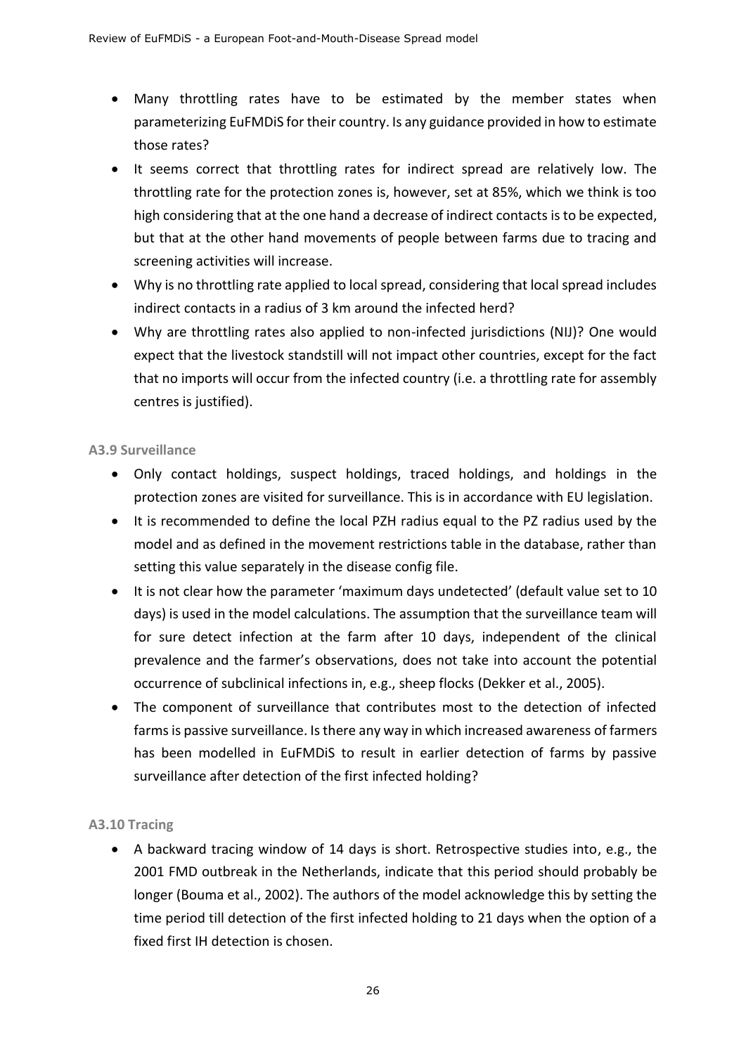- Many throttling rates have to be estimated by the member states when parameterizing EuFMDiS for their country. Is any guidance provided in how to estimate those rates?
- It seems correct that throttling rates for indirect spread are relatively low. The throttling rate for the protection zones is, however, set at 85%, which we think is too high considering that at the one hand a decrease of indirect contacts is to be expected, but that at the other hand movements of people between farms due to tracing and screening activities will increase.
- Why is no throttling rate applied to local spread, considering that local spread includes indirect contacts in a radius of 3 km around the infected herd?
- Why are throttling rates also applied to non-infected jurisdictions (NIJ)? One would expect that the livestock standstill will not impact other countries, except for the fact that no imports will occur from the infected country (i.e. a throttling rate for assembly centres is justified).

### A3.9 Surveillance

- Only contact holdings, suspect holdings, traced holdings, and holdings in the protection zones are visited for surveillance. This is in accordance with EU legislation.
- It is recommended to define the local PZH radius equal to the PZ radius used by the model and as defined in the movement restrictions table in the database, rather than setting this value separately in the disease config file.
- It is not clear how the parameter 'maximum days undetected' (default value set to 10 days) is used in the model calculations. The assumption that the surveillance team will for sure detect infection at the farm after 10 days, independent of the clinical prevalence and the farmer's observations, does not take into account the potential occurrence of subclinical infections in, e.g., sheep flocks (Dekker et al., 2005).
- The component of surveillance that contributes most to the detection of infected farms is passive surveillance. Is there any way in which increased awareness of farmers has been modelled in EuFMDiS to result in earlier detection of farms by passive surveillance after detection of the first infected holding?

### A3.10 Tracing

- A backward tracing window of 14 days is short. Retrospective studies into, e.g., the 2001 FMD outbreak in the Netherlands, indicate that this period should probably be longer (Bouma et al., 2002). The authors of the model acknowledge this by setting the time period till detection of the first infected holding to 21 days when the option of a fixed first IH detection is chosen.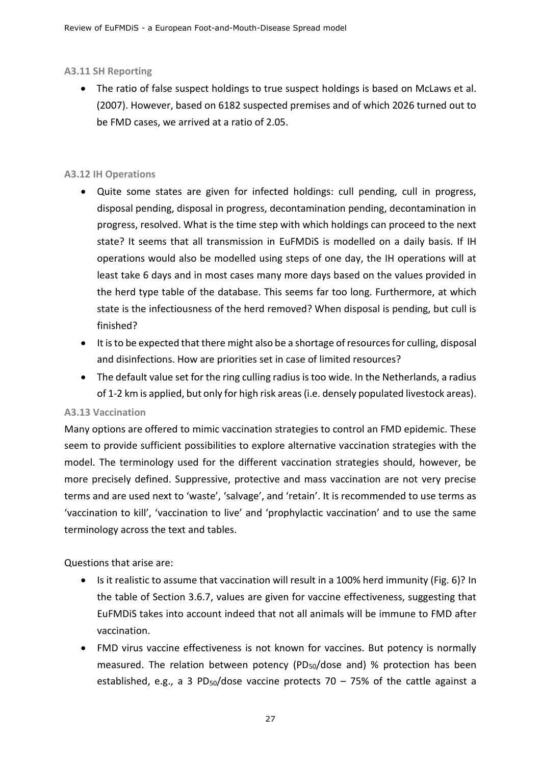### A3.11 SH Reporting

- The ratio of false suspect holdings to true suspect holdings is based on McLaws et al. (2007). However, based on 6182 suspected premises and of which 2026 turned out to be FMD cases, we arrived at a ratio of 2.05.

### A3.12 IH Operations

- Quite some states are given for infected holdings: cull pending, cull in progress, disposal pending, disposal in progress, decontamination pending, decontamination in progress, resolved. What is the time step with which holdings can proceed to the next state? It seems that all transmission in EuFMDiS is modelled on a daily basis. If IH operations would also be modelled using steps of one day, the IH operations will at least take 6 days and in most cases many more days based on the values provided in the herd type table of the database. This seems far too long. Furthermore, at which state is the infectiousness of the herd removed? When disposal is pending, but cull is finished?
- It is to be expected that there might also be a shortage of resources for culling, disposal and disinfections. How are priorities set in case of limited resources?
- The default value set for the ring culling radius is too wide. In the Netherlands, a radius of 1-2 km is applied, but only for high risk areas (i.e. densely populated livestock areas).

### A3.13 Vaccination

Many options are offered to mimic vaccination strategies to control an FMD epidemic. These seem to provide sufficient possibilities to explore alternative vaccination strategies with the model. The terminology used for the different vaccination strategies should, however, be more precisely defined. Suppressive, protective and mass vaccination are not very precise terms and are used next to 'waste', 'salvage', and 'retain'. It is recommended to use terms as 'vaccination to kill', 'vaccination to live' and 'prophylactic vaccination' and to use the same terminology across the text and tables.

Questions that arise are:

- Is it realistic to assume that vaccination will result in a 100% herd immunity (Fig. 6)? In the table of Section 3.6.7, values are given for vaccine effectiveness, suggesting that EuFMDiS takes into account indeed that not all animals will be immune to FMD after vaccination.
- FMD virus vaccine effectiveness is not known for vaccines. But potency is normally measured. The relation between potency ($PD_{50}$/dose and) % protection has been established, e.g., a 3 $PD_{50}$/dose vaccine protects 70 – 75% of the cattle against a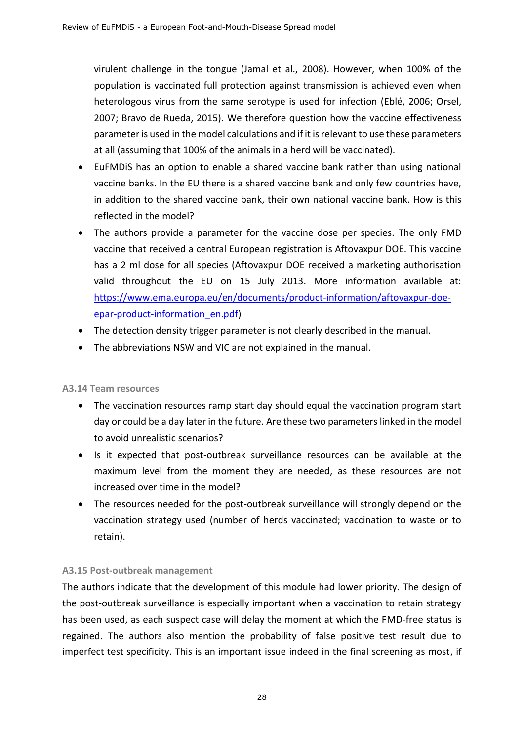virulent challenge in the tongue (Jamal et al., 2008). However, when 100% of the population is vaccinated full protection against transmission is achieved even when heterologous virus from the same serotype is used for infection (Eblé, 2006; Orsel, 2007; Bravo de Rueda, 2015). We therefore question how the vaccine effectiveness parameter is used in the model calculations and if it is relevant to use these parameters at all (assuming that 100% of the animals in a herd will be vaccinated).

- EuFMDiS has an option to enable a shared vaccine bank rather than using national vaccine banks. In the EU there is a shared vaccine bank and only few countries have, in addition to the shared vaccine bank, their own national vaccine bank. How is this reflected in the model?
- The authors provide a parameter for the vaccine dose per species. The only FMD vaccine that received a central European registration is Aftovaxpur DOE. This vaccine has a 2 ml dose for all species (Aftovaxpur DOE received a marketing authorisation valid throughout the EU on 15 July 2013. More information available at: [https://www.ema.europa.eu/en/documents/product-information/aftovaxpur-doe-epar-product-information_en.pdf](https://www.ema.europa.eu/en/documents/product-information/aftovaxpur-doe-epar-product-information_en.pdf))
- The detection density trigger parameter is not clearly described in the manual.
- The abbreviations NSW and VIC are not explained in the manual.

#### A3.14 Team resources

- The vaccination resources ramp start day should equal the vaccination program start day or could be a day later in the future. Are these two parameters linked in the model to avoid unrealistic scenarios?
- Is it expected that post-outbreak surveillance resources can be available at the maximum level from the moment they are needed, as these resources are not increased over time in the model?
- The resources needed for the post-outbreak surveillance will strongly depend on the vaccination strategy used (number of herds vaccinated; vaccination to waste or to retain).

#### A3.15 Post-outbreak management

The authors indicate that the development of this module had lower priority. The design of the post-outbreak surveillance is especially important when a vaccination to retain strategy has been used, as each suspect case will delay the moment at which the FMD-free status is regained. The authors also mention the probability of false positive test result due to imperfect test specificity. This is an important issue indeed in the final screening as most, if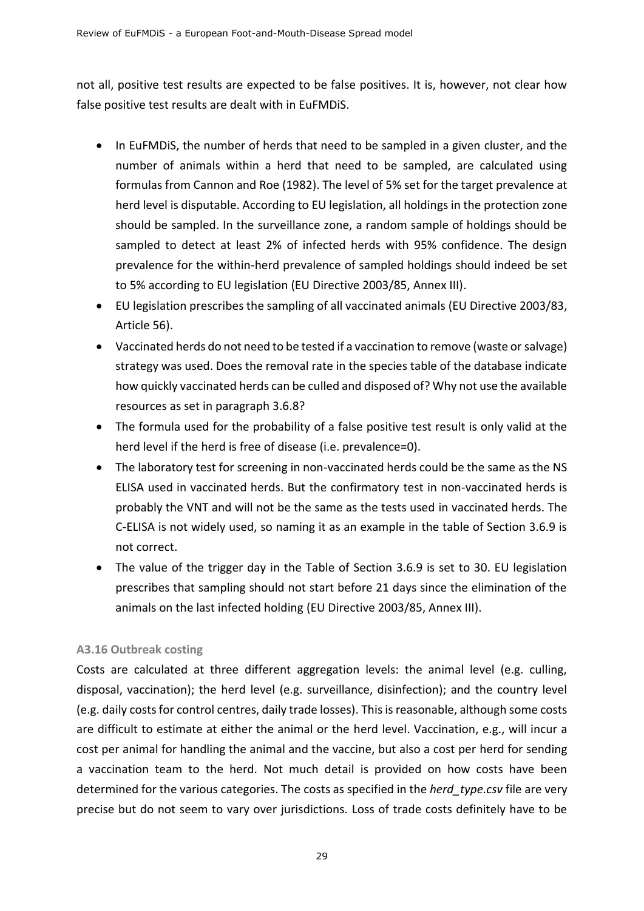not all, positive test results are expected to be false positives. It is, however, not clear how false positive test results are dealt with in EuFMDiS.

- In EuFMDiS, the number of herds that need to be sampled in a given cluster, and the number of animals within a herd that need to be sampled, are calculated using formulas from Cannon and Roe (1982). The level of 5% set for the target prevalence at herd level is disputable. According to EU legislation, all holdings in the protection zone should be sampled. In the surveillance zone, a random sample of holdings should be sampled to detect at least 2% of infected herds with 95% confidence. The design prevalence for the within-herd prevalence of sampled holdings should indeed be set to 5% according to EU legislation (EU Directive 2003/85, Annex III).
- EU legislation prescribes the sampling of all vaccinated animals (EU Directive 2003/83, Article 56).
- Vaccinated herds do not need to be tested if a vaccination to remove (waste or salvage) strategy was used. Does the removal rate in the species table of the database indicate how quickly vaccinated herds can be culled and disposed of? Why not use the available resources as set in paragraph 3.6.8?
- The formula used for the probability of a false positive test result is only valid at the herd level if the herd is free of disease (i.e. prevalence=0).
- The laboratory test for screening in non-vaccinated herds could be the same as the NS ELISA used in vaccinated herds. But the confirmatory test in non-vaccinated herds is probably the VNT and will not be the same as the tests used in vaccinated herds. The C-ELISA is not widely used, so naming it as an example in the table of Section 3.6.9 is not correct.
- The value of the trigger day in the Table of Section 3.6.9 is set to 30. EU legislation prescribes that sampling should not start before 21 days since the elimination of the animals on the last infected holding (EU Directive 2003/85, Annex III).

### A3.16 Outbreak costing

Costs are calculated at three different aggregation levels: the animal level (e.g. culling, disposal, vaccination); the herd level (e.g. surveillance, disinfection); and the country level (e.g. daily costs for control centres, daily trade losses). This is reasonable, although some costs are difficult to estimate at either the animal or the herd level. Vaccination, e.g., will incur a cost per animal for handling the animal and the vaccine, but also a cost per herd for sending a vaccination team to the herd. Not much detail is provided on how costs have been determined for the various categories. The costs as specified in the *herd_type.csv* file are very precise but do not seem to vary over jurisdictions. Loss of trade costs definitely have to be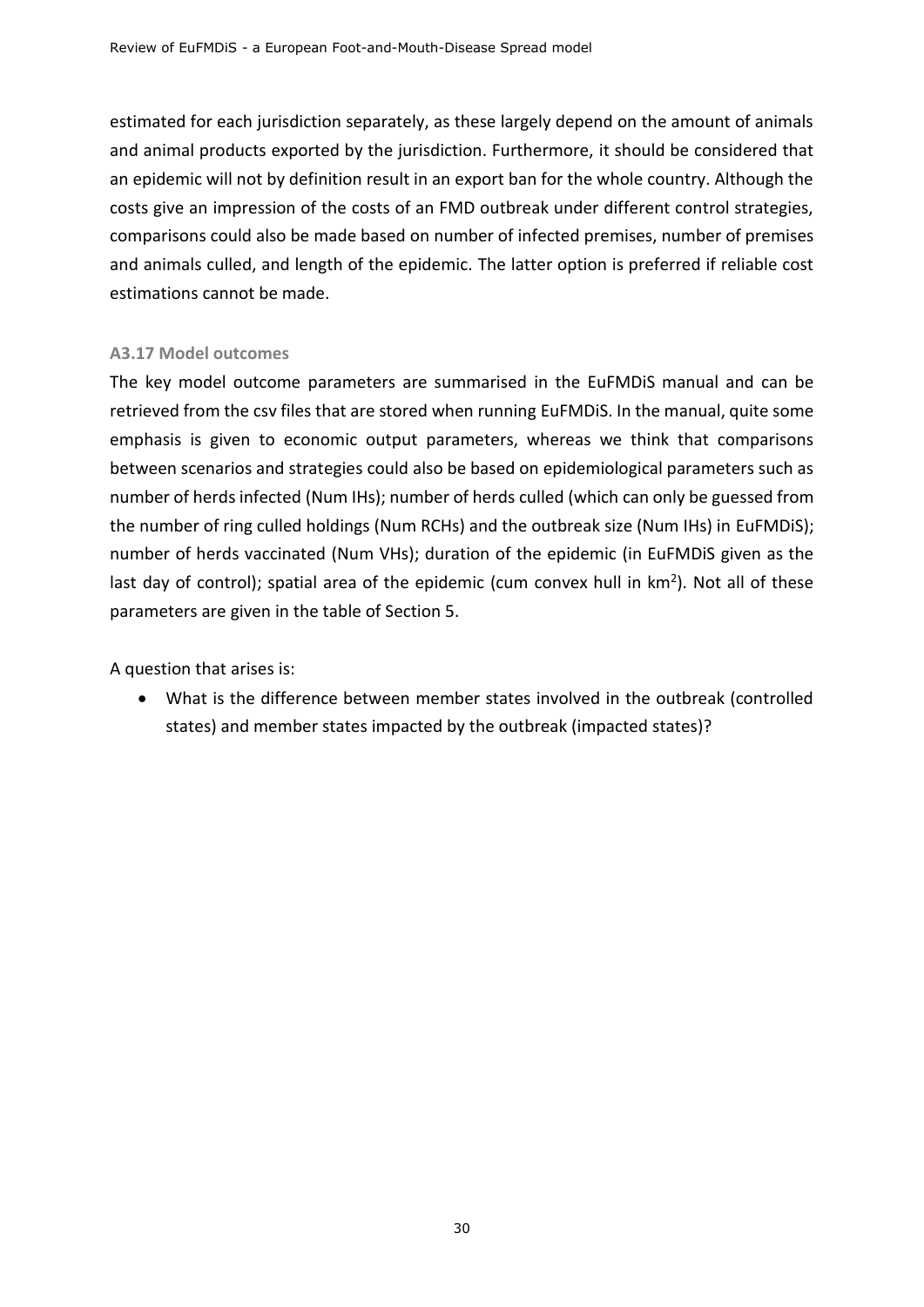estimated for each jurisdiction separately, as these largely depend on the amount of animals and animal products exported by the jurisdiction. Furthermore, it should be considered that an epidemic will not by definition result in an export ban for the whole country. Although the costs give an impression of the costs of an FMD outbreak under different control strategies, comparisons could also be made based on number of infected premises, number of premises and animals culled, and length of the epidemic. The latter option is preferred if reliable cost estimations cannot be made.

### A3.17 Model outcomes

The key model outcome parameters are summarised in the EuFMDiS manual and can be retrieved from the csv files that are stored when running EuFMDiS. In the manual, quite some emphasis is given to economic output parameters, whereas we think that comparisons between scenarios and strategies could also be based on epidemiological parameters such as number of herds infected (Num IHs); number of herds culled (which can only be guessed from the number of ring culled holdings (Num RCHs) and the outbreak size (Num IHs) in EuFMDiS); number of herds vaccinated (Num VHs); duration of the epidemic (in EuFMDiS given as the last day of control); spatial area of the epidemic (cum convex hull in km$^2$). Not all of these parameters are given in the table of Section 5.

A question that arises is:

- What is the difference between member states involved in the outbreak (controlled states) and member states impacted by the outbreak (impacted states)?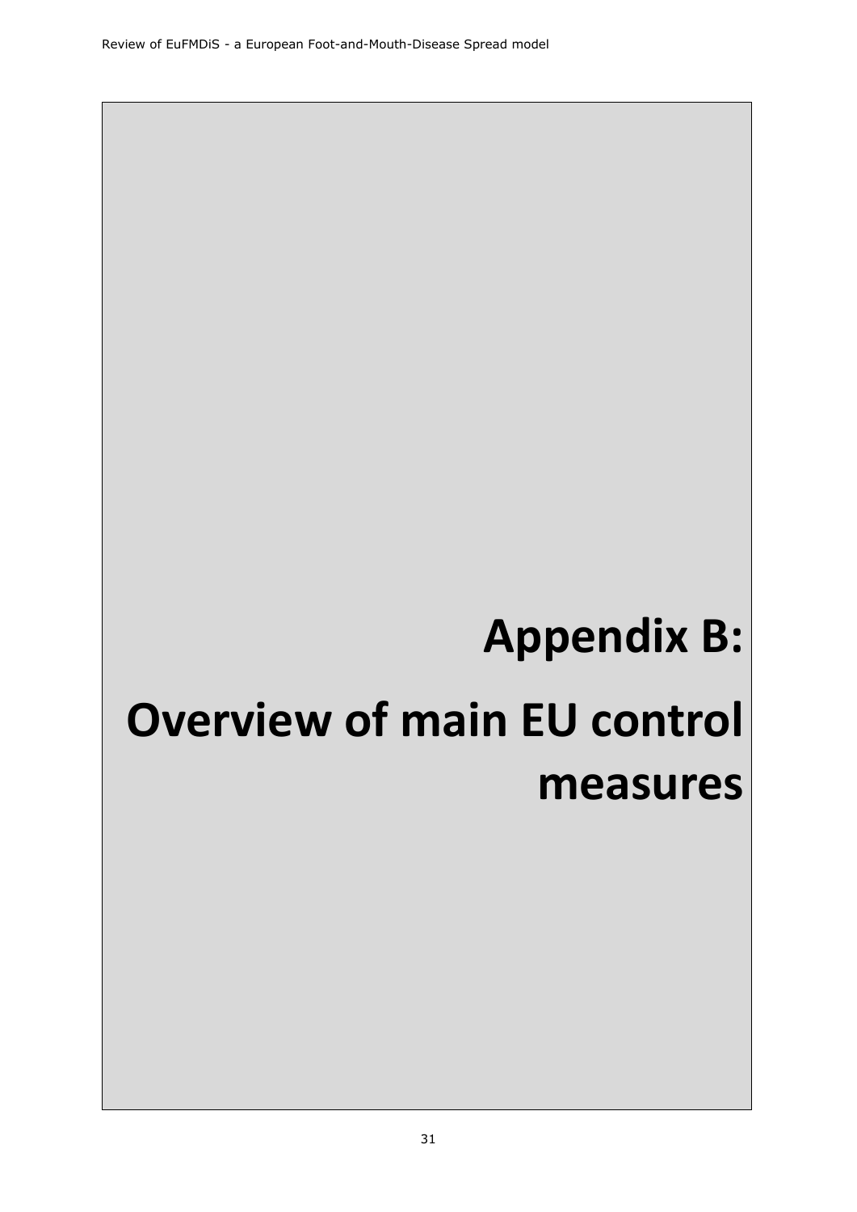# Appendix B:

# Overview of main EU control measures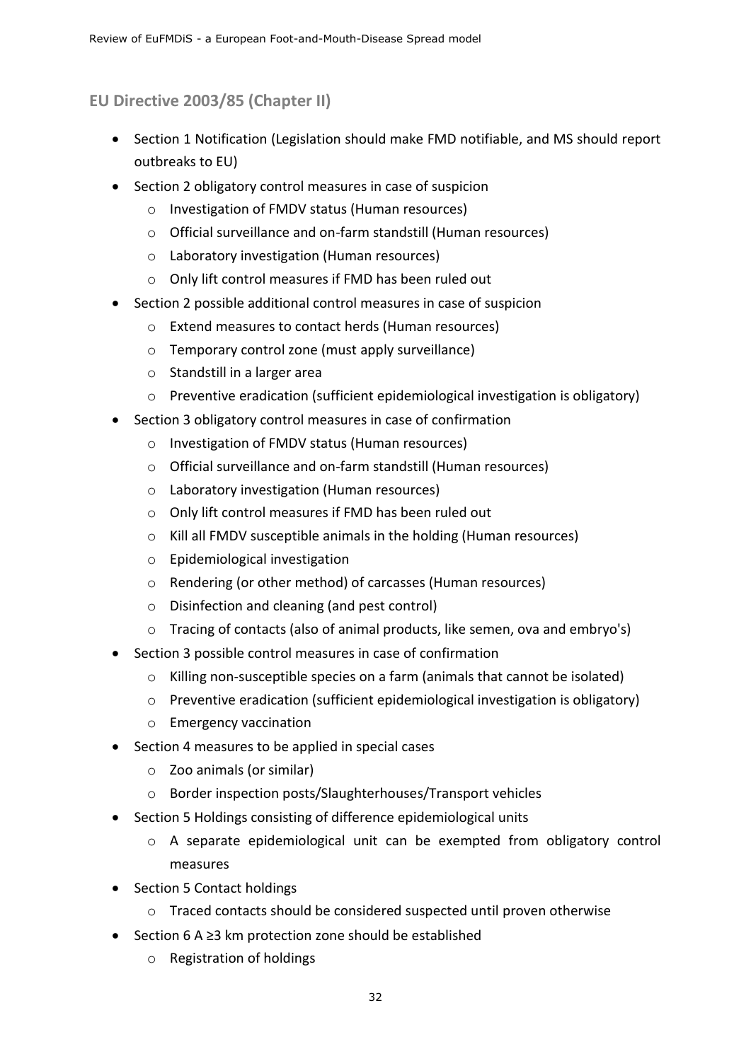## EU Directive 2003/85 (Chapter II)

- Section 1 Notification (Legislation should make FMD notifiable, and MS should report outbreaks to EU)
- Section 2 obligatory control measures in case of suspicion
  - Investigation of FMDV status (Human resources)
  - Official surveillance and on-farm standstill (Human resources)
  - Laboratory investigation (Human resources)
  - Only lift control measures if FMD has been ruled out
- Section 2 possible additional control measures in case of suspicion
  - Extend measures to contact herds (Human resources)
  - Temporary control zone (must apply surveillance)
  - Standstill in a larger area
  - Preventive eradication (sufficient epidemiological investigation is obligatory)
- Section 3 obligatory control measures in case of confirmation
  - Investigation of FMDV status (Human resources)
  - Official surveillance and on-farm standstill (Human resources)
  - Laboratory investigation (Human resources)
  - Only lift control measures if FMD has been ruled out
  - Kill all FMDV susceptible animals in the holding (Human resources)
  - Epidemiological investigation
  - Rendering (or other method) of carcasses (Human resources)
  - Disinfection and cleaning (and pest control)
  - Tracing of contacts (also of animal products, like semen, ova and embryo's)
- Section 3 possible control measures in case of confirmation
  - Killing non-susceptible species on a farm (animals that cannot be isolated)
  - Preventive eradication (sufficient epidemiological investigation is obligatory)
  - Emergency vaccination
- Section 4 measures to be applied in special cases
  - Zoo animals (or similar)
  - Border inspection posts/Slaughterhouses/Transport vehicles
- Section 5 Holdings consisting of difference epidemiological units
  - A separate epidemiological unit can be exempted from obligatory control measures
- Section 5 Contact holdings
  - Traced contacts should be considered suspected until proven otherwise
- Section 6 A ≥3 km protection zone should be established
  - Registration of holdings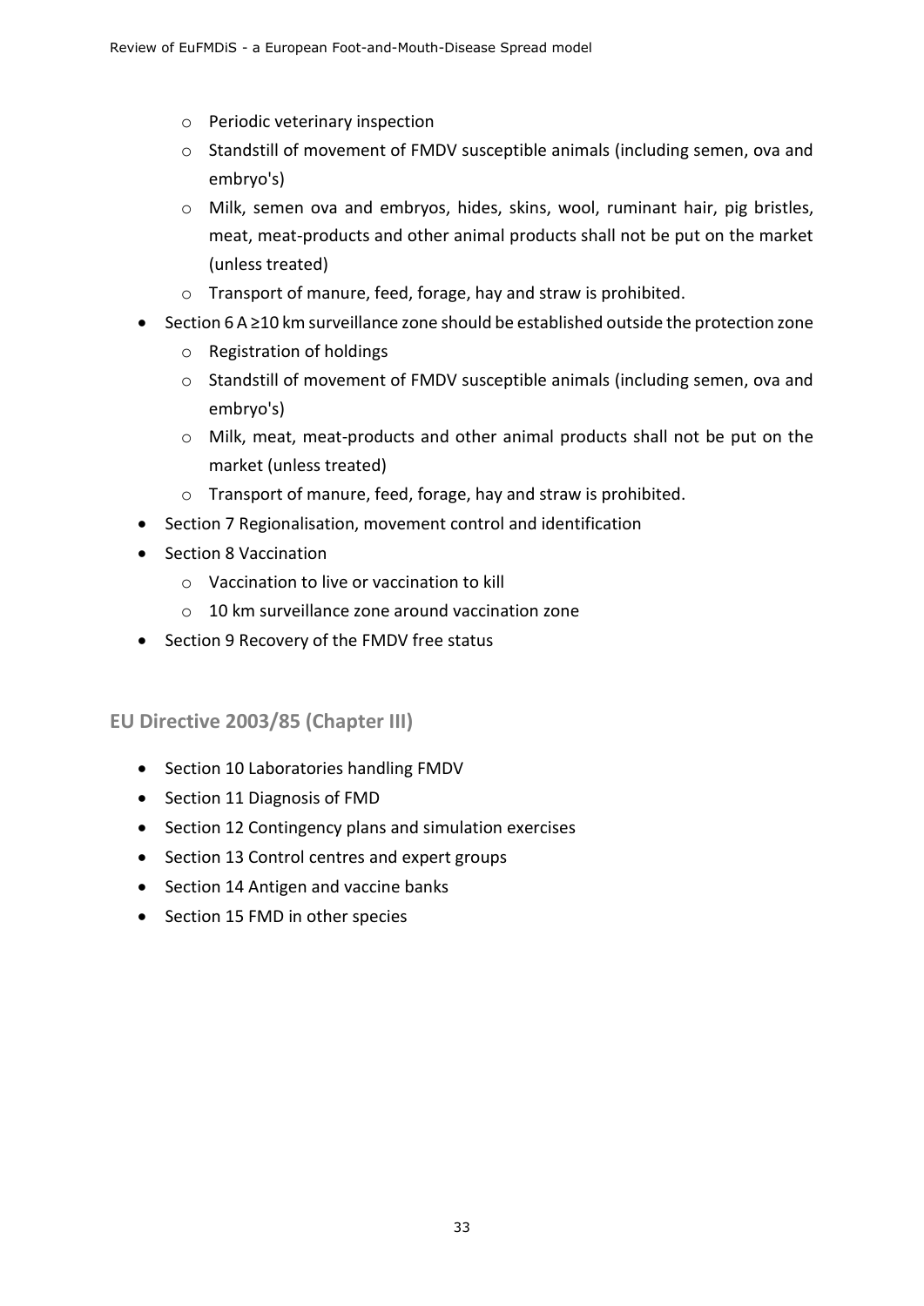- Periodic veterinary inspection
    - Standstill of movement of FMDV susceptible animals (including semen, ova and embryo's)
    - Milk, semen ova and embryos, hides, skins, wool, ruminant hair, pig bristles, meat, meat-products and other animal products shall not be put on the market (unless treated)
    - Transport of manure, feed, forage, hay and straw is prohibited.
- Section 6 A ≥10 km surveillance zone should be established outside the protection zone
    - Registration of holdings
    - Standstill of movement of FMDV susceptible animals (including semen, ova and embryo's)
    - Milk, meat, meat-products and other animal products shall not be put on the market (unless treated)
    - Transport of manure, feed, forage, hay and straw is prohibited.
- Section 7 Regionalisation, movement control and identification
- Section 8 Vaccination
    - Vaccination to live or vaccination to kill
    - 10 km surveillance zone around vaccination zone
- Section 9 Recovery of the FMDV free status

## EU Directive 2003/85 (Chapter III)

- Section 10 Laboratories handling FMDV
- Section 11 Diagnosis of FMD
- Section 12 Contingency plans and simulation exercises
- Section 13 Control centres and expert groups
- Section 14 Antigen and vaccine banks
- Section 15 FMD in other species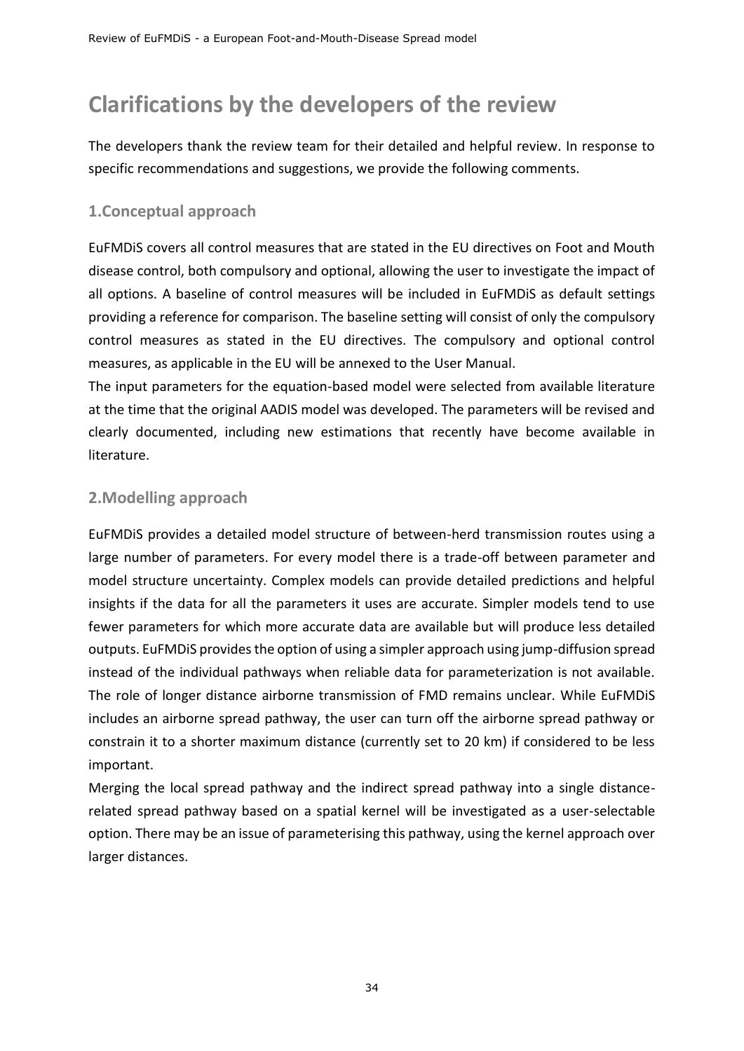# Clarifications by the developers of the review

The developers thank the review team for their detailed and helpful review. In response to specific recommendations and suggestions, we provide the following comments.

## 1.Conceptual approach

EuFMDiS covers all control measures that are stated in the EU directives on Foot and Mouth disease control, both compulsory and optional, allowing the user to investigate the impact of all options. A baseline of control measures will be included in EuFMDiS as default settings providing a reference for comparison. The baseline setting will consist of only the compulsory control measures as stated in the EU directives. The compulsory and optional control measures, as applicable in the EU will be annexed to the User Manual.

The input parameters for the equation-based model were selected from available literature at the time that the original AADIS model was developed. The parameters will be revised and clearly documented, including new estimations that recently have become available in literature.

## 2.Modelling approach

EuFMDiS provides a detailed model structure of between-herd transmission routes using a large number of parameters. For every model there is a trade-off between parameter and model structure uncertainty. Complex models can provide detailed predictions and helpful insights if the data for all the parameters it uses are accurate. Simpler models tend to use fewer parameters for which more accurate data are available but will produce less detailed outputs. EuFMDiS provides the option of using a simpler approach using jump-diffusion spread instead of the individual pathways when reliable data for parameterization is not available. The role of longer distance airborne transmission of FMD remains unclear. While EuFMDiS includes an airborne spread pathway, the user can turn off the airborne spread pathway or constrain it to a shorter maximum distance (currently set to 20 km) if considered to be less important.

Merging the local spread pathway and the indirect spread pathway into a single distance-related spread pathway based on a spatial kernel will be investigated as a user-selectable option. There may be an issue of parameterising this pathway, using the kernel approach over larger distances.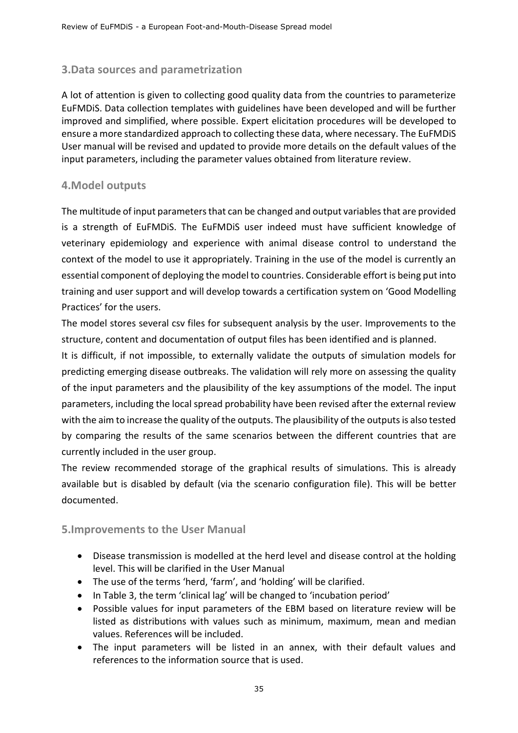## 3.Data sources and parametrization

A lot of attention is given to collecting good quality data from the countries to parameterize EuFMDiS. Data collection templates with guidelines have been developed and will be further improved and simplified, where possible. Expert elicitation procedures will be developed to ensure a more standardized approach to collecting these data, where necessary. The EuFMDiS User manual will be revised and updated to provide more details on the default values of the input parameters, including the parameter values obtained from literature review.

## 4.Model outputs

The multitude of input parameters that can be changed and output variables that are provided is a strength of EuFMDiS. The EuFMDiS user indeed must have sufficient knowledge of veterinary epidemiology and experience with animal disease control to understand the context of the model to use it appropriately. Training in the use of the model is currently an essential component of deploying the model to countries. Considerable effort is being put into training and user support and will develop towards a certification system on 'Good Modelling Practices' for the users.

The model stores several csv files for subsequent analysis by the user. Improvements to the structure, content and documentation of output files has been identified and is planned.

It is difficult, if not impossible, to externally validate the outputs of simulation models for predicting emerging disease outbreaks. The validation will rely more on assessing the quality of the input parameters and the plausibility of the key assumptions of the model. The input parameters, including the local spread probability have been revised after the external review with the aim to increase the quality of the outputs. The plausibility of the outputs is also tested by comparing the results of the same scenarios between the different countries that are currently included in the user group.

The review recommended storage of the graphical results of simulations. This is already available but is disabled by default (via the scenario configuration file). This will be better documented.

## 5.Improvements to the User Manual

- Disease transmission is modelled at the herd level and disease control at the holding level. This will be clarified in the User Manual
- The use of the terms 'herd, 'farm', and 'holding' will be clarified.
- In Table 3, the term 'clinical lag' will be changed to 'incubation period'
- Possible values for input parameters of the EBM based on literature review will be listed as distributions with values such as minimum, maximum, mean and median values. References will be included.
- The input parameters will be listed in an annex, with their default values and references to the information source that is used.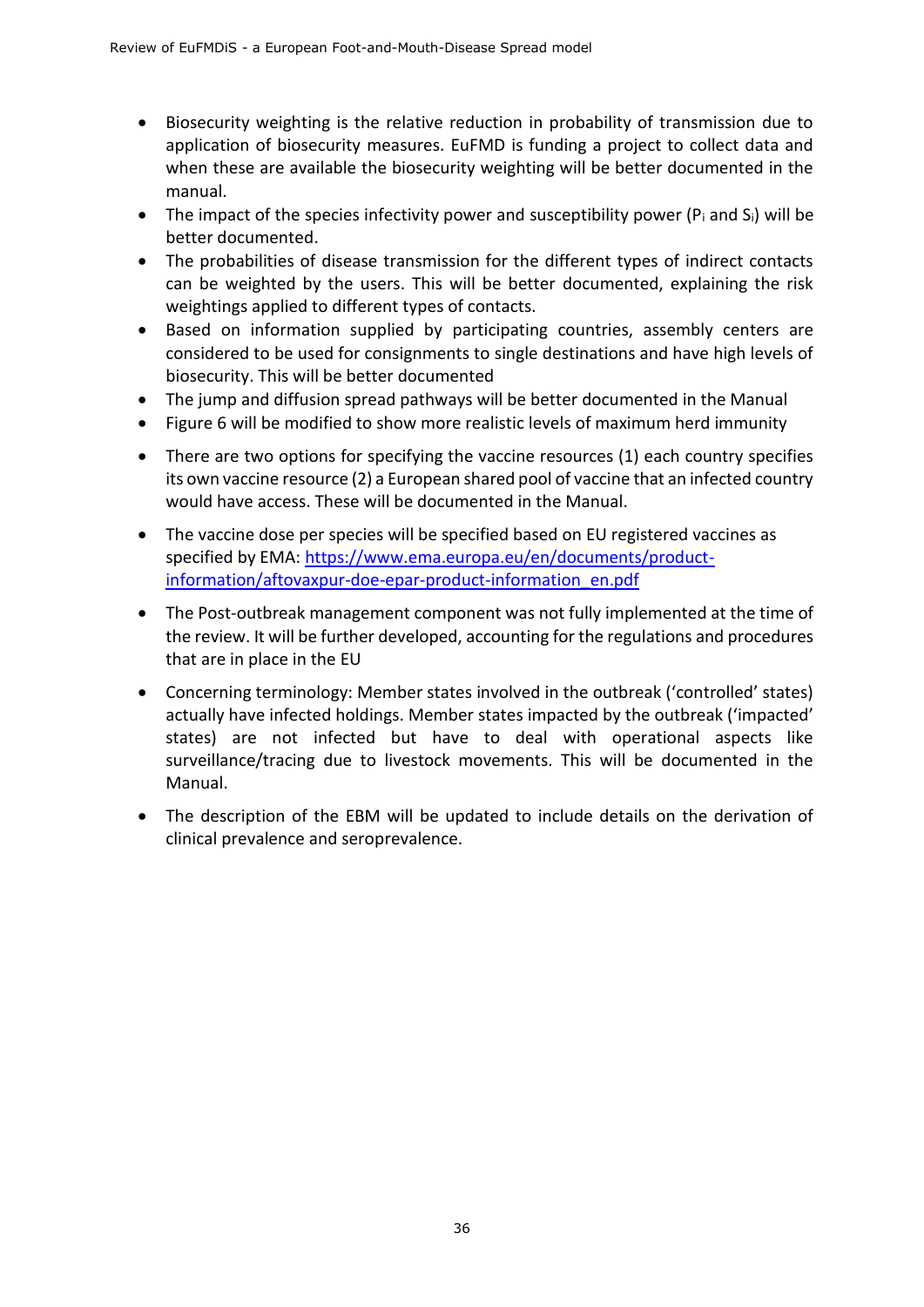- Biosecurity weighting is the relative reduction in probability of transmission due to application of biosecurity measures. EuFMD is funding a project to collect data and when these are available the biosecurity weighting will be better documented in the manual.
- The impact of the species infectivity power and susceptibility power ($P_i$ and $S_i$) will be better documented.
- The probabilities of disease transmission for the different types of indirect contacts can be weighted by the users. This will be better documented, explaining the risk weightings applied to different types of contacts.
- Based on information supplied by participating countries, assembly centers are considered to be used for consignments to single destinations and have high levels of biosecurity. This will be better documented
- The jump and diffusion spread pathways will be better documented in the Manual
- Figure 6 will be modified to show more realistic levels of maximum herd immunity
- There are two options for specifying the vaccine resources (1) each country specifies its own vaccine resource (2) a European shared pool of vaccine that an infected country would have access. These will be documented in the Manual.
- The vaccine dose per species will be specified based on EU registered vaccines as specified by EMA: [https://www.ema.europa.eu/en/documents/product-information/aftovaxpur-doe-epar-product-information_en.pdf](https://www.ema.europa.eu/en/documents/product-information/aftovaxpur-doe-epar-product-information_en.pdf)
- The Post-outbreak management component was not fully implemented at the time of the review. It will be further developed, accounting for the regulations and procedures that are in place in the EU
- Concerning terminology: Member states involved in the outbreak ('controlled' states) actually have infected holdings. Member states impacted by the outbreak ('impacted' states) are not infected but have to deal with operational aspects like surveillance/tracing due to livestock movements. This will be documented in the Manual.
- The description of the EBM will be updated to include details on the derivation of clinical prevalence and seroprevalence.